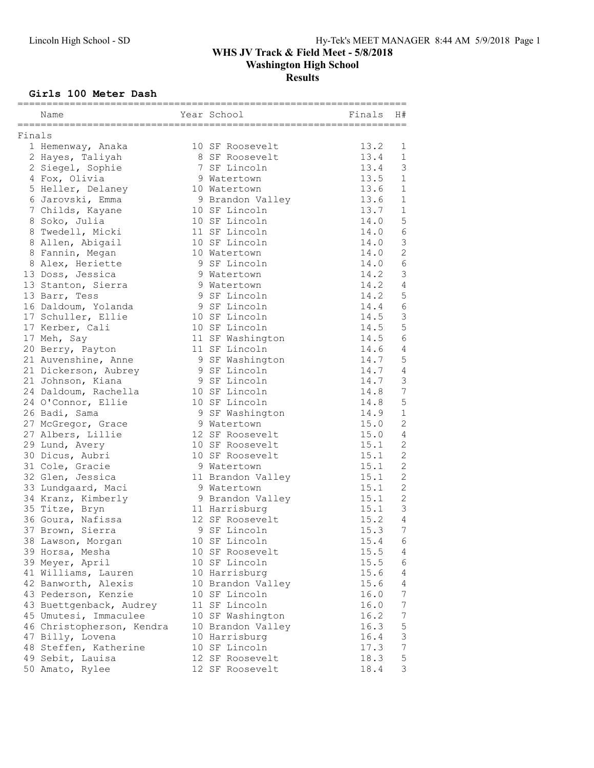# WHS JV Track & Field Meet - 5/8/2018

## Washington High School

### Results

#### Girls 100 Meter Dash

Finals

| Place | Name | Year | School | Finals | H# |
|---|---|---|---|---|---|
| 1 | Hemenway, Anaka | 10 | SF Roosevelt | 13.2 | 1 |
| 2 | Hayes, Taliyah | 8 | SF Roosevelt | 13.4 | 1 |
| 2 | Siegel, Sophie | 7 | SF Lincoln | 13.4 | 3 |
| 4 | Fox, Olivia | 9 | Watertown | 13.5 | 1 |
| 5 | Heller, Delaney | 10 | Watertown | 13.6 | 1 |
| 6 | Jarovski, Emma | 9 | Brandon Valley | 13.6 | 1 |
| 7 | Childs, Kayane | 10 | SF Lincoln | 13.7 | 1 |
| 8 | Soko, Julia | 10 | SF Lincoln | 14.0 | 5 |
| 8 | Twedell, Micki | 11 | SF Lincoln | 14.0 | 6 |
| 8 | Allen, Abigail | 10 | SF Lincoln | 14.0 | 3 |
| 8 | Fannin, Megan | 10 | Watertown | 14.0 | 2 |
| 8 | Alex, Heriette | 9 | SF Lincoln | 14.0 | 6 |
| 13 | Doss, Jessica | 9 | Watertown | 14.2 | 3 |
| 13 | Stanton, Sierra | 9 | Watertown | 14.2 | 4 |
| 13 | Barr, Tess | 9 | SF Lincoln | 14.2 | 5 |
| 16 | Daldoum, Yolanda | 9 | SF Lincoln | 14.4 | 6 |
| 17 | Schuller, Ellie | 10 | SF Lincoln | 14.5 | 3 |
| 17 | Kerber, Cali | 10 | SF Lincoln | 14.5 | 5 |
| 17 | Meh, Say | 11 | SF Washington | 14.5 | 6 |
| 20 | Berry, Payton | 11 | SF Lincoln | 14.6 | 4 |
| 21 | Auvenshine, Anne | 9 | SF Washington | 14.7 | 5 |
| 21 | Dickerson, Aubrey | 9 | SF Lincoln | 14.7 | 4 |
| 21 | Johnson, Kiana | 9 | SF Lincoln | 14.7 | 3 |
| 24 | Daldoum, Rachella | 10 | SF Lincoln | 14.8 | 7 |
| 24 | O'Connor, Ellie | 10 | SF Lincoln | 14.8 | 5 |
| 26 | Badi, Sama | 9 | SF Washington | 14.9 | 1 |
| 27 | McGregor, Grace | 9 | Watertown | 15.0 | 2 |
| 27 | Albers, Lillie | 12 | SF Roosevelt | 15.0 | 4 |
| 29 | Lund, Avery | 10 | SF Roosevelt | 15.1 | 2 |
| 30 | Dicus, Aubri | 10 | SF Roosevelt | 15.1 | 2 |
| 31 | Cole, Gracie | 9 | Watertown | 15.1 | 2 |
| 32 | Glen, Jessica | 11 | Brandon Valley | 15.1 | 2 |
| 33 | Lundgaard, Maci | 9 | Watertown | 15.1 | 2 |
| 34 | Kranz, Kimberly | 9 | Brandon Valley | 15.1 | 2 |
| 35 | Titze, Bryn | 11 | Harrisburg | 15.1 | 3 |
| 36 | Goura, Nafissa | 12 | SF Roosevelt | 15.2 | 4 |
| 37 | Brown, Sierra | 9 | SF Lincoln | 15.3 | 7 |
| 38 | Lawson, Morgan | 10 | SF Lincoln | 15.4 | 6 |
| 39 | Horsa, Mesha | 10 | SF Roosevelt | 15.5 | 4 |
| 39 | Meyer, April | 10 | SF Lincoln | 15.5 | 6 |
| 41 | Williams, Lauren | 10 | Harrisburg | 15.6 | 4 |
| 42 | Banworth, Alexis | 10 | Brandon Valley | 15.6 | 4 |
| 43 | Pederson, Kenzie | 10 | SF Lincoln | 16.0 | 7 |
| 43 | Buettgenback, Audrey | 11 | SF Lincoln | 16.0 | 7 |
| 45 | Umutesi, Immaculee | 10 | SF Washington | 16.2 | 7 |
| 46 | Christopherson, Kendra | 10 | Brandon Valley | 16.3 | 5 |
| 47 | Billy, Lovena | 10 | Harrisburg | 16.4 | 3 |
| 48 | Steffen, Katherine | 10 | SF Lincoln | 17.3 | 7 |
| 49 | Sebit, Lauisa | 12 | SF Roosevelt | 18.3 | 5 |
| 50 | Amato, Rylee | 12 | SF Roosevelt | 18.4 | 3 |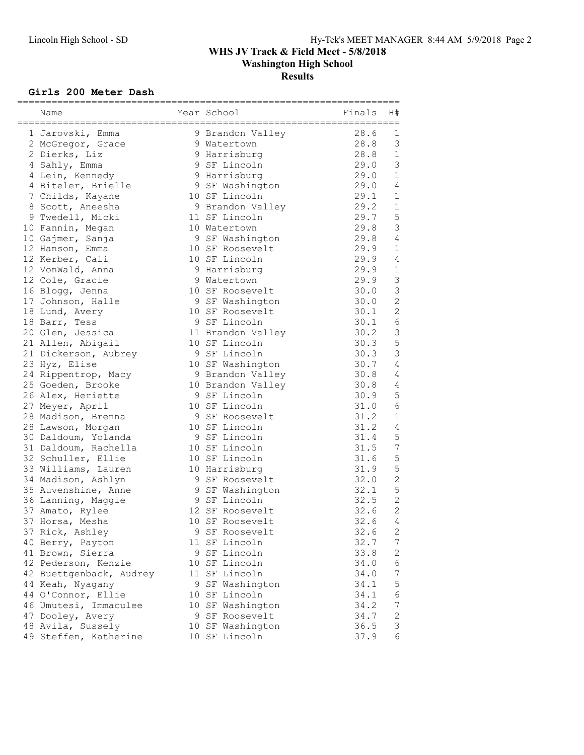# WHS JV Track & Field Meet - 5/8/2018

## Washington High School

## Results

### Girls 200 Meter Dash

| Place | Name | Year | School | Finals | H# |
|---|---|---|---|---|---|
| 1 | Jarovski, Emma | 9 | Brandon Valley | 28.6 | 1 |
| 2 | McGregor, Grace | 9 | Watertown | 28.8 | 3 |
| 2 | Dierks, Liz | 9 | Harrisburg | 28.8 | 1 |
| 4 | Sahly, Emma | 9 | SF Lincoln | 29.0 | 3 |
| 4 | Lein, Kennedy | 9 | Harrisburg | 29.0 | 1 |
| 4 | Biteler, Brielle | 9 | SF Washington | 29.0 | 4 |
| 7 | Childs, Kayane | 10 | SF Lincoln | 29.1 | 1 |
| 8 | Scott, Aneesha | 9 | Brandon Valley | 29.2 | 1 |
| 9 | Twedell, Micki | 11 | SF Lincoln | 29.7 | 5 |
| 10 | Fannin, Megan | 10 | Watertown | 29.8 | 3 |
| 10 | Gajmer, Sanja | 9 | SF Washington | 29.8 | 4 |
| 12 | Hanson, Emma | 10 | SF Roosevelt | 29.9 | 1 |
| 12 | Kerber, Cali | 10 | SF Lincoln | 29.9 | 4 |
| 12 | VonWald, Anna | 9 | Harrisburg | 29.9 | 1 |
| 12 | Cole, Gracie | 9 | Watertown | 29.9 | 3 |
| 16 | Blogg, Jenna | 10 | SF Roosevelt | 30.0 | 3 |
| 17 | Johnson, Halle | 9 | SF Washington | 30.0 | 2 |
| 18 | Lund, Avery | 10 | SF Roosevelt | 30.1 | 2 |
| 18 | Barr, Tess | 9 | SF Lincoln | 30.1 | 6 |
| 20 | Glen, Jessica | 11 | Brandon Valley | 30.2 | 3 |
| 21 | Allen, Abigail | 10 | SF Lincoln | 30.3 | 5 |
| 21 | Dickerson, Aubrey | 9 | SF Lincoln | 30.3 | 3 |
| 23 | Hyz, Elise | 10 | SF Washington | 30.7 | 4 |
| 24 | Rippentrop, Macy | 9 | Brandon Valley | 30.8 | 4 |
| 25 | Goeden, Brooke | 10 | Brandon Valley | 30.8 | 4 |
| 26 | Alex, Heriette | 9 | SF Lincoln | 30.9 | 5 |
| 27 | Meyer, April | 10 | SF Lincoln | 31.0 | 6 |
| 28 | Madison, Brenna | 9 | SF Roosevelt | 31.2 | 1 |
| 28 | Lawson, Morgan | 10 | SF Lincoln | 31.2 | 4 |
| 30 | Daldoum, Yolanda | 9 | SF Lincoln | 31.4 | 5 |
| 31 | Daldoum, Rachella | 10 | SF Lincoln | 31.5 | 7 |
| 32 | Schuller, Ellie | 10 | SF Lincoln | 31.6 | 5 |
| 33 | Williams, Lauren | 10 | Harrisburg | 31.9 | 5 |
| 34 | Madison, Ashlyn | 9 | SF Roosevelt | 32.0 | 2 |
| 35 | Auvenshine, Anne | 9 | SF Washington | 32.1 | 5 |
| 36 | Lanning, Maggie | 9 | SF Lincoln | 32.5 | 2 |
| 37 | Amato, Rylee | 12 | SF Roosevelt | 32.6 | 2 |
| 37 | Horsa, Mesha | 10 | SF Roosevelt | 32.6 | 4 |
| 37 | Rick, Ashley | 9 | SF Roosevelt | 32.6 | 2 |
| 40 | Berry, Payton | 11 | SF Lincoln | 32.7 | 7 |
| 41 | Brown, Sierra | 9 | SF Lincoln | 33.8 | 2 |
| 42 | Pederson, Kenzie | 10 | SF Lincoln | 34.0 | 6 |
| 42 | Buettgenback, Audrey | 11 | SF Lincoln | 34.0 | 7 |
| 44 | Keah, Nyagany | 9 | SF Washington | 34.1 | 5 |
| 44 | O'Connor, Ellie | 10 | SF Lincoln | 34.1 | 6 |
| 46 | Umutesi, Immaculee | 10 | SF Washington | 34.2 | 7 |
| 47 | Dooley, Avery | 9 | SF Roosevelt | 34.7 | 2 |
| 48 | Avila, Sussely | 10 | SF Washington | 36.5 | 3 |
| 49 | Steffen, Katherine | 10 | SF Lincoln | 37.9 | 6 |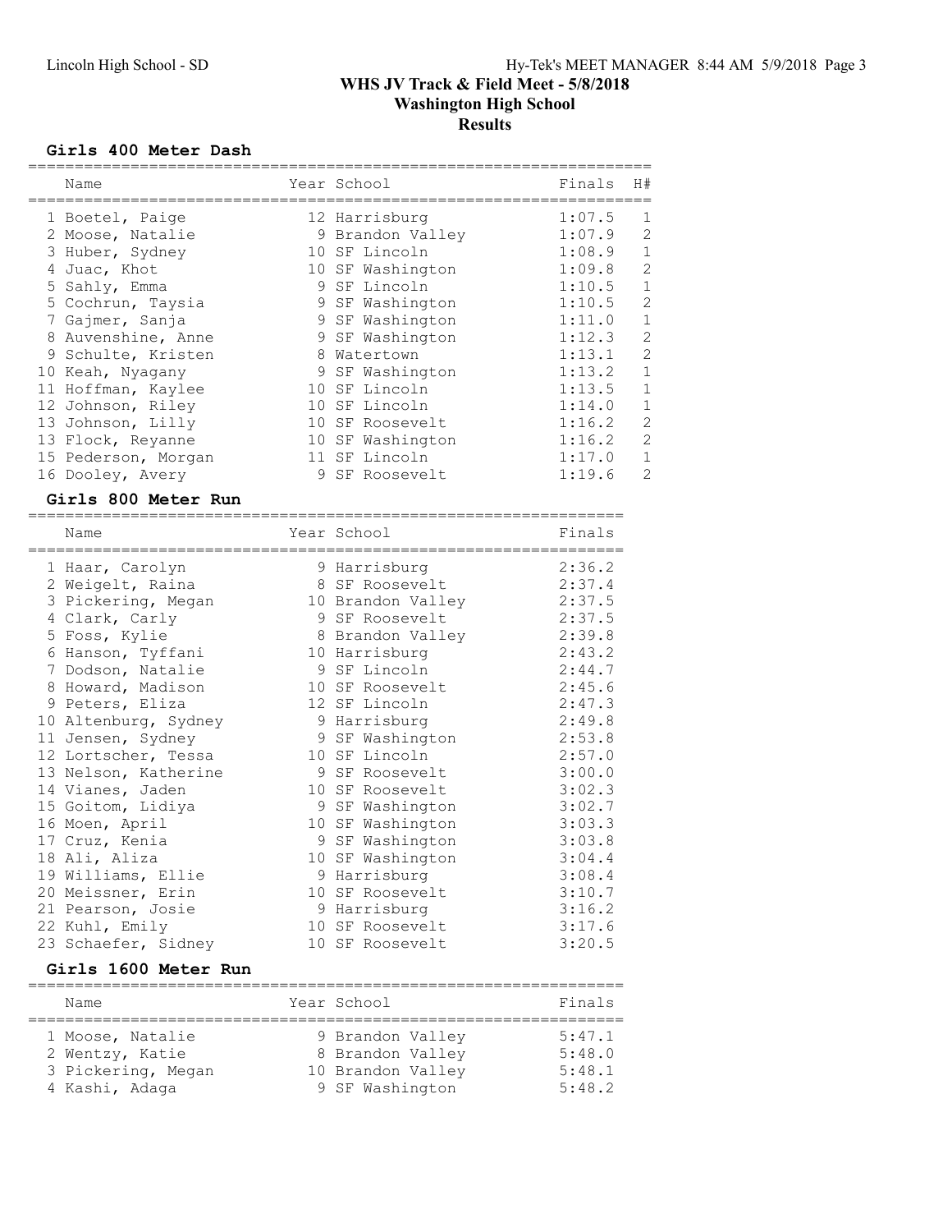# WHS JV Track & Field Meet - 5/8/2018

## Washington High School

## Results

### Girls 400 Meter Dash

| | Name | Year | School | Finals | H# |
|---|---|---|---|---|---|
| 1 | Boetel, Paige | 12 | Harrisburg | 1:07.5 | 1 |
| 2 | Moose, Natalie | 9 | Brandon Valley | 1:07.9 | 2 |
| 3 | Huber, Sydney | 10 | SF Lincoln | 1:08.9 | 1 |
| 4 | Juac, Khot | 10 | SF Washington | 1:09.8 | 2 |
| 5 | Sahly, Emma | 9 | SF Lincoln | 1:10.5 | 1 |
| 5 | Cochrun, Taysia | 9 | SF Washington | 1:10.5 | 2 |
| 7 | Gajmer, Sanja | 9 | SF Washington | 1:11.0 | 1 |
| 8 | Auvenshine, Anne | 9 | SF Washington | 1:12.3 | 2 |
| 9 | Schulte, Kristen | 8 | Watertown | 1:13.1 | 2 |
| 10 | Keah, Nyagany | 9 | SF Washington | 1:13.2 | 1 |
| 11 | Hoffman, Kaylee | 10 | SF Lincoln | 1:13.5 | 1 |
| 12 | Johnson, Riley | 10 | SF Lincoln | 1:14.0 | 1 |
| 13 | Johnson, Lilly | 10 | SF Roosevelt | 1:16.2 | 2 |
| 13 | Flock, Reyanne | 10 | SF Washington | 1:16.2 | 2 |
| 15 | Pederson, Morgan | 11 | SF Lincoln | 1:17.0 | 1 |
| 16 | Dooley, Avery | 9 | SF Roosevelt | 1:19.6 | 2 |

### Girls 800 Meter Run

| | Name | Year | School | Finals |
|---|---|---|---|---|
| 1 | Haar, Carolyn | 9 | Harrisburg | 2:36.2 |
| 2 | Weigelt, Raina | 8 | SF Roosevelt | 2:37.4 |
| 3 | Pickering, Megan | 10 | Brandon Valley | 2:37.5 |
| 4 | Clark, Carly | 9 | SF Roosevelt | 2:37.5 |
| 5 | Foss, Kylie | 8 | Brandon Valley | 2:39.8 |
| 6 | Hanson, Tyffani | 10 | Harrisburg | 2:43.2 |
| 7 | Dodson, Natalie | 9 | SF Lincoln | 2:44.7 |
| 8 | Howard, Madison | 10 | SF Roosevelt | 2:45.6 |
| 9 | Peters, Eliza | 12 | SF Lincoln | 2:47.3 |
| 10 | Altenburg, Sydney | 9 | Harrisburg | 2:49.8 |
| 11 | Jensen, Sydney | 9 | SF Washington | 2:53.8 |
| 12 | Lortscher, Tessa | 10 | SF Lincoln | 2:57.0 |
| 13 | Nelson, Katherine | 9 | SF Roosevelt | 3:00.0 |
| 14 | Vianes, Jaden | 10 | SF Roosevelt | 3:02.3 |
| 15 | Goitom, Lidiya | 9 | SF Washington | 3:02.7 |
| 16 | Moen, April | 10 | SF Washington | 3:03.3 |
| 17 | Cruz, Kenia | 9 | SF Washington | 3:03.8 |
| 18 | Ali, Aliza | 10 | SF Washington | 3:04.4 |
| 19 | Williams, Ellie | 9 | Harrisburg | 3:08.4 |
| 20 | Meissner, Erin | 10 | SF Roosevelt | 3:10.7 |
| 21 | Pearson, Josie | 9 | Harrisburg | 3:16.2 |
| 22 | Kuhl, Emily | 10 | SF Roosevelt | 3:17.6 |
| 23 | Schaefer, Sidney | 10 | SF Roosevelt | 3:20.5 |

### Girls 1600 Meter Run

| | Name | Year | School | Finals |
|---|---|---|---|---|
| 1 | Moose, Natalie | 9 | Brandon Valley | 5:47.1 |
| 2 | Wentzy, Katie | 8 | Brandon Valley | 5:48.0 |
| 3 | Pickering, Megan | 10 | Brandon Valley | 5:48.1 |
| 4 | Kashi, Adaga | 9 | SF Washington | 5:48.2 |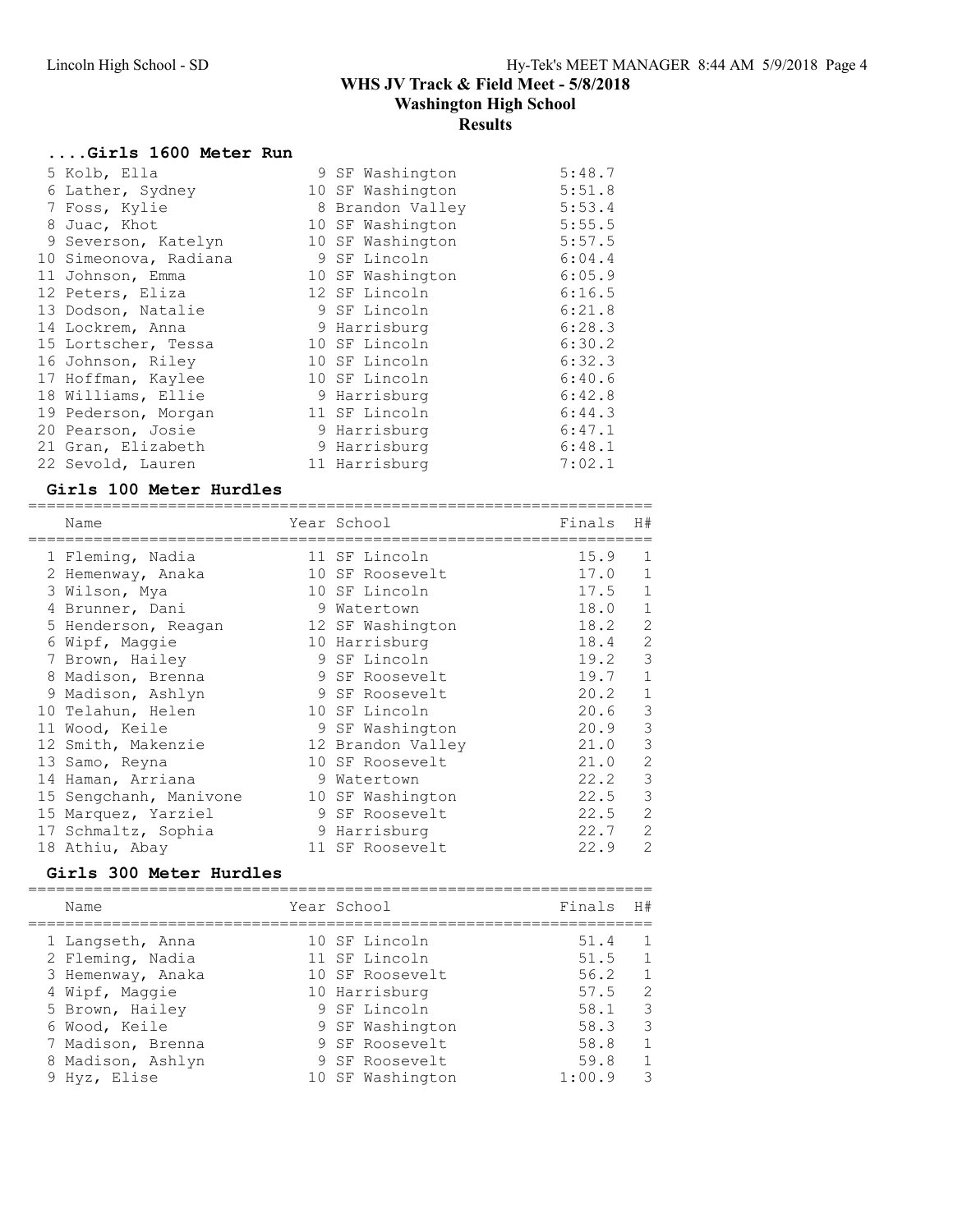## WHS JV Track & Field Meet - 5/8/2018
## Washington High School
## Results

### ....Girls 1600 Meter Run

| Place | Name | Year | School | Finals |
|---|---|---|---|---|
| 5 | Kolb, Ella | 9 | SF Washington | 5:48.7 |
| 6 | Lather, Sydney | 10 | SF Washington | 5:51.8 |
| 7 | Foss, Kylie | 8 | Brandon Valley | 5:53.4 |
| 8 | Juac, Khot | 10 | SF Washington | 5:55.5 |
| 9 | Severson, Katelyn | 10 | SF Washington | 5:57.5 |
| 10 | Simeonova, Radiana | 9 | SF Lincoln | 6:04.4 |
| 11 | Johnson, Emma | 10 | SF Washington | 6:05.9 |
| 12 | Peters, Eliza | 12 | SF Lincoln | 6:16.5 |
| 13 | Dodson, Natalie | 9 | SF Lincoln | 6:21.8 |
| 14 | Lockrem, Anna | 9 | Harrisburg | 6:28.3 |
| 15 | Lortscher, Tessa | 10 | SF Lincoln | 6:30.2 |
| 16 | Johnson, Riley | 10 | SF Lincoln | 6:32.3 |
| 17 | Hoffman, Kaylee | 10 | SF Lincoln | 6:40.6 |
| 18 | Williams, Ellie | 9 | Harrisburg | 6:42.8 |
| 19 | Pederson, Morgan | 11 | SF Lincoln | 6:44.3 |
| 20 | Pearson, Josie | 9 | Harrisburg | 6:47.1 |
| 21 | Gran, Elizabeth | 9 | Harrisburg | 6:48.1 |
| 22 | Sevold, Lauren | 11 | Harrisburg | 7:02.1 |

### Girls 100 Meter Hurdles

| Place | Name | Year | School | Finals | H# |
|---|---|---|---|---|---|
| 1 | Fleming, Nadia | 11 | SF Lincoln | 15.9 | 1 |
| 2 | Hemenway, Anaka | 10 | SF Roosevelt | 17.0 | 1 |
| 3 | Wilson, Mya | 10 | SF Lincoln | 17.5 | 1 |
| 4 | Brunner, Dani | 9 | Watertown | 18.0 | 1 |
| 5 | Henderson, Reagan | 12 | SF Washington | 18.2 | 2 |
| 6 | Wipf, Maggie | 10 | Harrisburg | 18.4 | 2 |
| 7 | Brown, Hailey | 9 | SF Lincoln | 19.2 | 3 |
| 8 | Madison, Brenna | 9 | SF Roosevelt | 19.7 | 1 |
| 9 | Madison, Ashlyn | 9 | SF Roosevelt | 20.2 | 1 |
| 10 | Telahun, Helen | 10 | SF Lincoln | 20.6 | 3 |
| 11 | Wood, Keile | 9 | SF Washington | 20.9 | 3 |
| 12 | Smith, Makenzie | 12 | Brandon Valley | 21.0 | 3 |
| 13 | Samo, Reyna | 10 | SF Roosevelt | 21.0 | 2 |
| 14 | Haman, Arriana | 9 | Watertown | 22.2 | 3 |
| 15 | Sengchanh, Manivone | 10 | SF Washington | 22.5 | 3 |
| 15 | Marquez, Yarziel | 9 | SF Roosevelt | 22.5 | 2 |
| 17 | Schmaltz, Sophia | 9 | Harrisburg | 22.7 | 2 |
| 18 | Athiu, Abay | 11 | SF Roosevelt | 22.9 | 2 |

### Girls 300 Meter Hurdles

| Place | Name | Year | School | Finals | H# |
|---|---|---|---|---|---|
| 1 | Langseth, Anna | 10 | SF Lincoln | 51.4 | 1 |
| 2 | Fleming, Nadia | 11 | SF Lincoln | 51.5 | 1 |
| 3 | Hemenway, Anaka | 10 | SF Roosevelt | 56.2 | 1 |
| 4 | Wipf, Maggie | 10 | Harrisburg | 57.5 | 2 |
| 5 | Brown, Hailey | 9 | SF Lincoln | 58.1 | 3 |
| 6 | Wood, Keile | 9 | SF Washington | 58.3 | 3 |
| 7 | Madison, Brenna | 9 | SF Roosevelt | 58.8 | 1 |
| 8 | Madison, Ashlyn | 9 | SF Roosevelt | 59.8 | 1 |
| 9 | Hyz, Elise | 10 | SF Washington | 1:00.9 | 3 |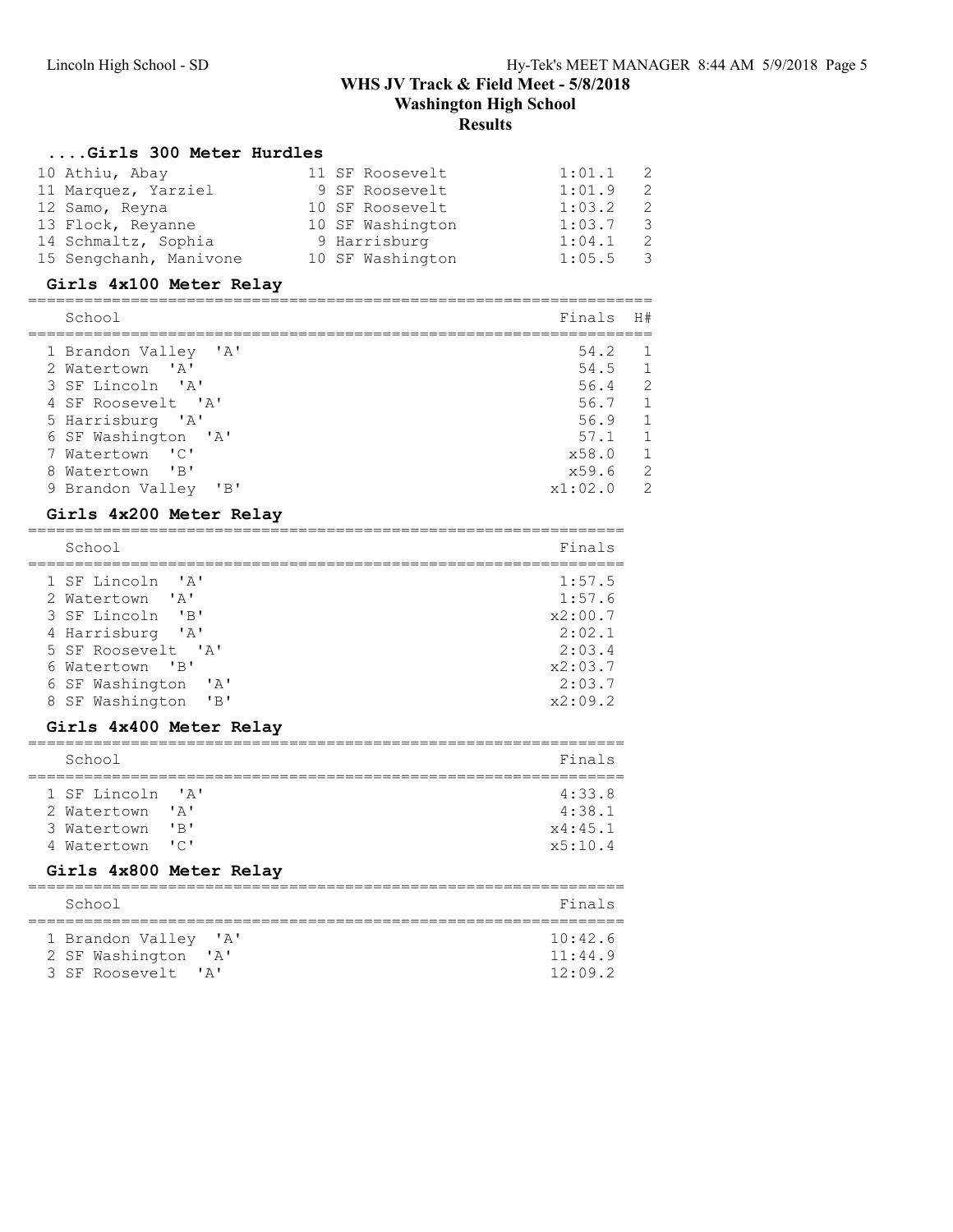## WHS JV Track & Field Meet - 5/8/2018
## Washington High School
## Results

### ....Girls 300 Meter Hurdles

| Place | Name | Year | School | Finals | H# |
|---|---|---|---|---|---|
| 10 | Athiu, Abay | 11 | SF Roosevelt | 1:01.1 | 2 |
| 11 | Marquez, Yarziel | 9 | SF Roosevelt | 1:01.9 | 2 |
| 12 | Samo, Reyna | 10 | SF Roosevelt | 1:03.2 | 2 |
| 13 | Flock, Reyanne | 10 | SF Washington | 1:03.7 | 3 |
| 14 | Schmaltz, Sophia | 9 | Harrisburg | 1:04.1 | 2 |
| 15 | Sengchanh, Manivone | 10 | SF Washington | 1:05.5 | 3 |

### Girls 4x100 Meter Relay

| Place | School | Finals | H# |
|---|---|---|---|
| 1 | Brandon Valley 'A' | 54.2 | 1 |
| 2 | Watertown 'A' | 54.5 | 1 |
| 3 | SF Lincoln 'A' | 56.4 | 2 |
| 4 | SF Roosevelt 'A' | 56.7 | 1 |
| 5 | Harrisburg 'A' | 56.9 | 1 |
| 6 | SF Washington 'A' | 57.1 | 1 |
| 7 | Watertown 'C' | x58.0 | 1 |
| 8 | Watertown 'B' | x59.6 | 2 |
| 9 | Brandon Valley 'B' | x1:02.0 | 2 |

### Girls 4x200 Meter Relay

| Place | School | Finals |
|---|---|---|
| 1 | SF Lincoln 'A' | 1:57.5 |
| 2 | Watertown 'A' | 1:57.6 |
| 3 | SF Lincoln 'B' | x2:00.7 |
| 4 | Harrisburg 'A' | 2:02.1 |
| 5 | SF Roosevelt 'A' | 2:03.4 |
| 6 | Watertown 'B' | x2:03.7 |
| 6 | SF Washington 'A' | 2:03.7 |
| 8 | SF Washington 'B' | x2:09.2 |

### Girls 4x400 Meter Relay

| Place | School | Finals |
|---|---|---|
| 1 | SF Lincoln 'A' | 4:33.8 |
| 2 | Watertown 'A' | 4:38.1 |
| 3 | Watertown 'B' | x4:45.1 |
| 4 | Watertown 'C' | x5:10.4 |

### Girls 4x800 Meter Relay

| Place | School | Finals |
|---|---|---|
| 1 | Brandon Valley 'A' | 10:42.6 |
| 2 | SF Washington 'A' | 11:44.9 |
| 3 | SF Roosevelt 'A' | 12:09.2 |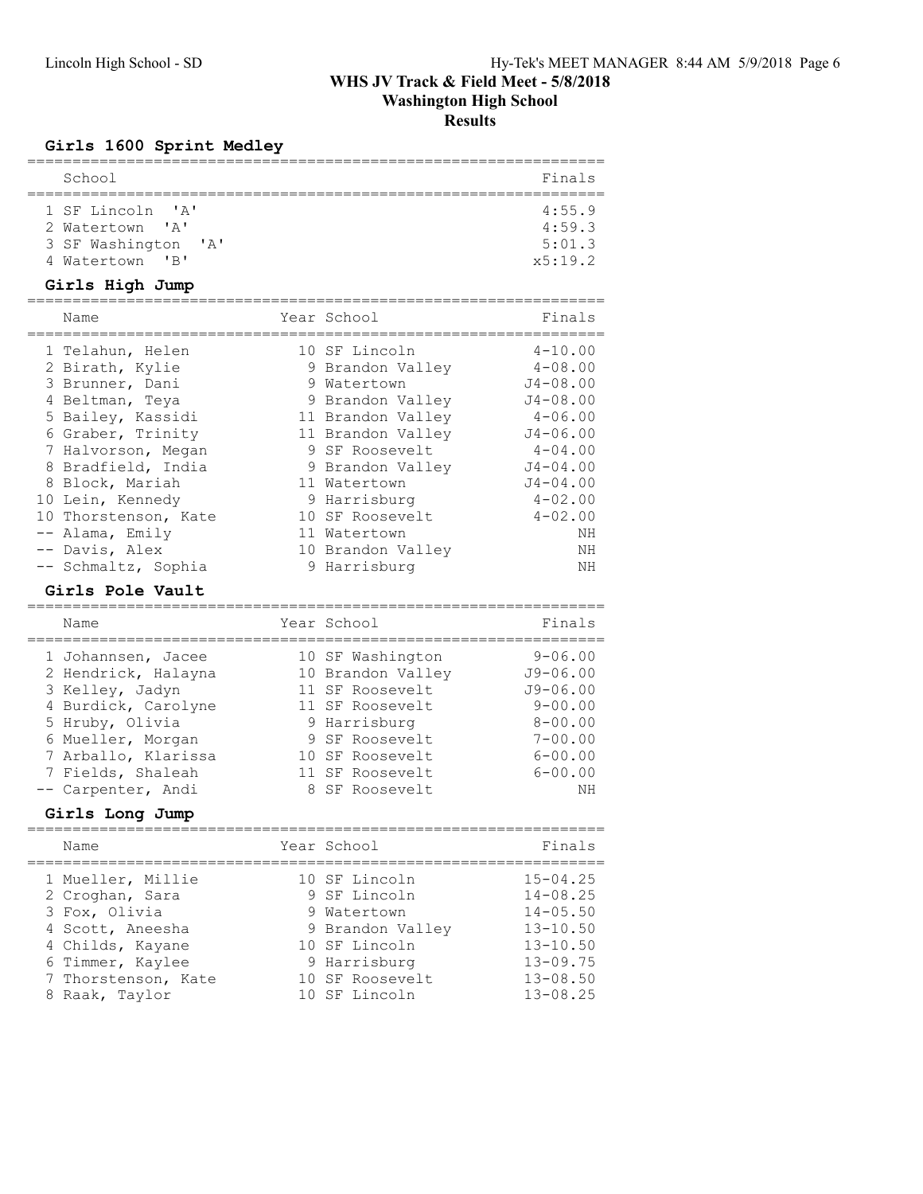# WHS JV Track & Field Meet - 5/8/2018
## Washington High School
## Results

### Girls 1600 Sprint Medley

| | School | Finals |
|---|---|---|
| 1 | SF Lincoln 'A' | 4:55.9 |
| 2 | Watertown 'A' | 4:59.3 |
| 3 | SF Washington 'A' | 5:01.3 |
| 4 | Watertown 'B' | x5:19.2 |

### Girls High Jump

| | Name | Year | School | Finals |
|---|---|---|---|---|
| 1 | Telahun, Helen | 10 | SF Lincoln | 4-10.00 |
| 2 | Birath, Kylie | 9 | Brandon Valley | 4-08.00 |
| 3 | Brunner, Dani | 9 | Watertown | J4-08.00 |
| 4 | Beltman, Teya | 9 | Brandon Valley | J4-08.00 |
| 5 | Bailey, Kassidi | 11 | Brandon Valley | 4-06.00 |
| 6 | Graber, Trinity | 11 | Brandon Valley | J4-06.00 |
| 7 | Halvorson, Megan | 9 | SF Roosevelt | 4-04.00 |
| 8 | Bradfield, India | 9 | Brandon Valley | J4-04.00 |
| 8 | Block, Mariah | 11 | Watertown | J4-04.00 |
| 10 | Lein, Kennedy | 9 | Harrisburg | 4-02.00 |
| 10 | Thorstenson, Kate | 10 | SF Roosevelt | 4-02.00 |
| -- | Alama, Emily | 11 | Watertown | NH |
| -- | Davis, Alex | 10 | Brandon Valley | NH |
| -- | Schmaltz, Sophia | 9 | Harrisburg | NH |

### Girls Pole Vault

| | Name | Year | School | Finals |
|---|---|---|---|---|
| 1 | Johannsen, Jacee | 10 | SF Washington | 9-06.00 |
| 2 | Hendrick, Halayna | 10 | Brandon Valley | J9-06.00 |
| 3 | Kelley, Jadyn | 11 | SF Roosevelt | J9-06.00 |
| 4 | Burdick, Carolyne | 11 | SF Roosevelt | 9-00.00 |
| 5 | Hruby, Olivia | 9 | Harrisburg | 8-00.00 |
| 6 | Mueller, Morgan | 9 | SF Roosevelt | 7-00.00 |
| 7 | Arballo, Klarissa | 10 | SF Roosevelt | 6-00.00 |
| 7 | Fields, Shaleah | 11 | SF Roosevelt | 6-00.00 |
| -- | Carpenter, Andi | 8 | SF Roosevelt | NH |

### Girls Long Jump

| | Name | Year | School | Finals |
|---|---|---|---|---|
| 1 | Mueller, Millie | 10 | SF Lincoln | 15-04.25 |
| 2 | Croghan, Sara | 9 | SF Lincoln | 14-08.25 |
| 3 | Fox, Olivia | 9 | Watertown | 14-05.50 |
| 4 | Scott, Aneesha | 9 | Brandon Valley | 13-10.50 |
| 4 | Childs, Kayane | 10 | SF Lincoln | 13-10.50 |
| 6 | Timmer, Kaylee | 9 | Harrisburg | 13-09.75 |
| 7 | Thorstenson, Kate | 10 | SF Roosevelt | 13-08.50 |
| 8 | Raak, Taylor | 10 | SF Lincoln | 13-08.25 |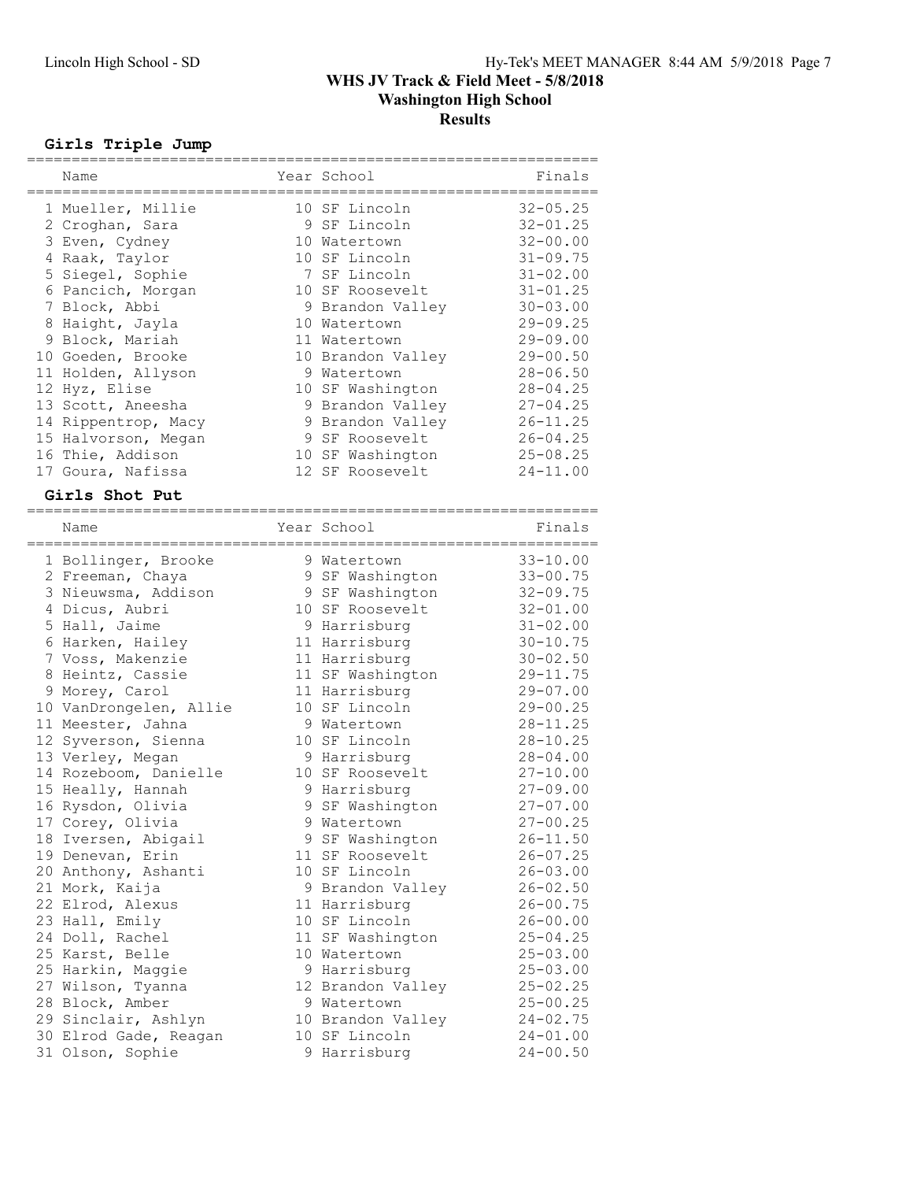# WHS JV Track & Field Meet - 5/8/2018
## Washington High School
## Results

### Girls Triple Jump

| Place | Name | Year | School | Finals |
|---|---|---|---|---|
| 1 | Mueller, Millie | 10 | SF Lincoln | 32-05.25 |
| 2 | Croghan, Sara | 9 | SF Lincoln | 32-01.25 |
| 3 | Even, Cydney | 10 | Watertown | 32-00.00 |
| 4 | Raak, Taylor | 10 | SF Lincoln | 31-09.75 |
| 5 | Siegel, Sophie | 7 | SF Lincoln | 31-02.00 |
| 6 | Pancich, Morgan | 10 | SF Roosevelt | 31-01.25 |
| 7 | Block, Abbi | 9 | Brandon Valley | 30-03.00 |
| 8 | Haight, Jayla | 10 | Watertown | 29-09.25 |
| 9 | Block, Mariah | 11 | Watertown | 29-09.00 |
| 10 | Goeden, Brooke | 10 | Brandon Valley | 29-00.50 |
| 11 | Holden, Allyson | 9 | Watertown | 28-06.50 |
| 12 | Hyz, Elise | 10 | SF Washington | 28-04.25 |
| 13 | Scott, Aneesha | 9 | Brandon Valley | 27-04.25 |
| 14 | Rippentrop, Macy | 9 | Brandon Valley | 26-11.25 |
| 15 | Halvorson, Megan | 9 | SF Roosevelt | 26-04.25 |
| 16 | Thie, Addison | 10 | SF Washington | 25-08.25 |
| 17 | Goura, Nafissa | 12 | SF Roosevelt | 24-11.00 |

### Girls Shot Put

| Place | Name | Year | School | Finals |
|---|---|---|---|---|
| 1 | Bollinger, Brooke | 9 | Watertown | 33-10.00 |
| 2 | Freeman, Chaya | 9 | SF Washington | 33-00.75 |
| 3 | Nieuwsma, Addison | 9 | SF Washington | 32-09.75 |
| 4 | Dicus, Aubri | 10 | SF Roosevelt | 32-01.00 |
| 5 | Hall, Jaime | 9 | Harrisburg | 31-02.00 |
| 6 | Harken, Hailey | 11 | Harrisburg | 30-10.75 |
| 7 | Voss, Makenzie | 11 | Harrisburg | 30-02.50 |
| 8 | Heintz, Cassie | 11 | SF Washington | 29-11.75 |
| 9 | Morey, Carol | 11 | Harrisburg | 29-07.00 |
| 10 | VanDrongelen, Allie | 10 | SF Lincoln | 29-00.25 |
| 11 | Meester, Jahna | 9 | Watertown | 28-11.25 |
| 12 | Syverson, Sienna | 10 | SF Lincoln | 28-10.25 |
| 13 | Verley, Megan | 9 | Harrisburg | 28-04.00 |
| 14 | Rozeboom, Danielle | 10 | SF Roosevelt | 27-10.00 |
| 15 | Heally, Hannah | 9 | Harrisburg | 27-09.00 |
| 16 | Rysdon, Olivia | 9 | SF Washington | 27-07.00 |
| 17 | Corey, Olivia | 9 | Watertown | 27-00.25 |
| 18 | Iversen, Abigail | 9 | SF Washington | 26-11.50 |
| 19 | Denevan, Erin | 11 | SF Roosevelt | 26-07.25 |
| 20 | Anthony, Ashanti | 10 | SF Lincoln | 26-03.00 |
| 21 | Mork, Kaija | 9 | Brandon Valley | 26-02.50 |
| 22 | Elrod, Alexus | 11 | Harrisburg | 26-00.75 |
| 23 | Hall, Emily | 10 | SF Lincoln | 26-00.00 |
| 24 | Doll, Rachel | 11 | SF Washington | 25-04.25 |
| 25 | Karst, Belle | 10 | Watertown | 25-03.00 |
| 25 | Harkin, Maggie | 9 | Harrisburg | 25-03.00 |
| 27 | Wilson, Tyanna | 12 | Brandon Valley | 25-02.25 |
| 28 | Block, Amber | 9 | Watertown | 25-00.25 |
| 29 | Sinclair, Ashlyn | 10 | Brandon Valley | 24-02.75 |
| 30 | Elrod Gade, Reagan | 10 | SF Lincoln | 24-01.00 |
| 31 | Olson, Sophie | 9 | Harrisburg | 24-00.50 |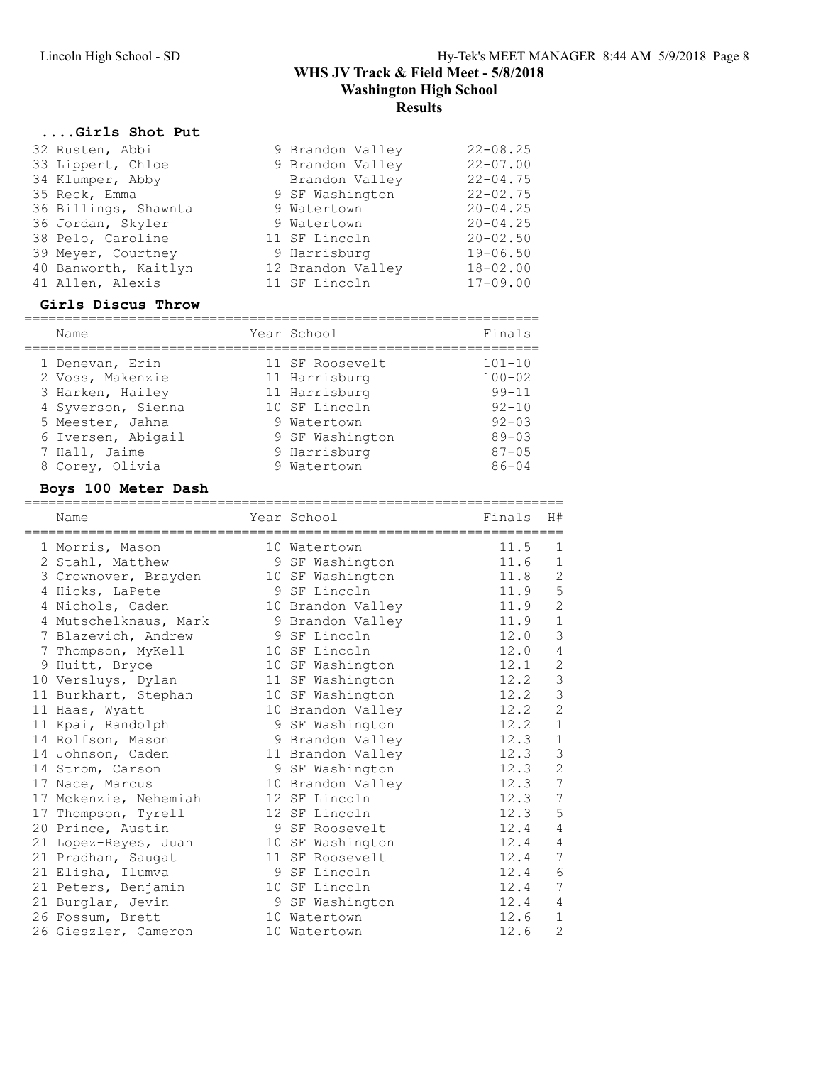# WHS JV Track & Field Meet - 5/8/2018
## Washington High School
## Results

### ....Girls Shot Put

| Place | Name | Year | School | Finals |
|---|---|---|---|---|
| 32 | Rusten, Abbi | 9 | Brandon Valley | 22-08.25 |
| 33 | Lippert, Chloe | 9 | Brandon Valley | 22-07.00 |
| 34 | Klumper, Abby | | Brandon Valley | 22-04.75 |
| 35 | Reck, Emma | 9 | SF Washington | 22-02.75 |
| 36 | Billings, Shawnta | 9 | Watertown | 20-04.25 |
| 36 | Jordan, Skyler | 9 | Watertown | 20-04.25 |
| 38 | Pelo, Caroline | 11 | SF Lincoln | 20-02.50 |
| 39 | Meyer, Courtney | 9 | Harrisburg | 19-06.50 |
| 40 | Banworth, Kaitlyn | 12 | Brandon Valley | 18-02.00 |
| 41 | Allen, Alexis | 11 | SF Lincoln | 17-09.00 |

### Girls Discus Throw

| Place | Name | Year | School | Finals |
|---|---|---|---|---|
| 1 | Denevan, Erin | 11 | SF Roosevelt | 101-10 |
| 2 | Voss, Makenzie | 11 | Harrisburg | 100-02 |
| 3 | Harken, Hailey | 11 | Harrisburg | 99-11 |
| 4 | Syverson, Sienna | 10 | SF Lincoln | 92-10 |
| 5 | Meester, Jahna | 9 | Watertown | 92-03 |
| 6 | Iversen, Abigail | 9 | SF Washington | 89-03 |
| 7 | Hall, Jaime | 9 | Harrisburg | 87-05 |
| 8 | Corey, Olivia | 9 | Watertown | 86-04 |

### Boys 100 Meter Dash

| Place | Name | Year | School | Finals | H# |
|---|---|---|---|---|---|
| 1 | Morris, Mason | 10 | Watertown | 11.5 | 1 |
| 2 | Stahl, Matthew | 9 | SF Washington | 11.6 | 1 |
| 3 | Crownover, Brayden | 10 | SF Washington | 11.8 | 2 |
| 4 | Hicks, LaPete | 9 | SF Lincoln | 11.9 | 5 |
| 4 | Nichols, Caden | 10 | Brandon Valley | 11.9 | 2 |
| 4 | Mutschelknaus, Mark | 9 | Brandon Valley | 11.9 | 1 |
| 7 | Blazevich, Andrew | 9 | SF Lincoln | 12.0 | 3 |
| 7 | Thompson, MyKell | 10 | SF Lincoln | 12.0 | 4 |
| 9 | Huitt, Bryce | 10 | SF Washington | 12.1 | 2 |
| 10 | Versluys, Dylan | 11 | SF Washington | 12.2 | 3 |
| 11 | Burkhart, Stephan | 10 | SF Washington | 12.2 | 3 |
| 11 | Haas, Wyatt | 10 | Brandon Valley | 12.2 | 2 |
| 11 | Kpai, Randolph | 9 | SF Washington | 12.2 | 1 |
| 14 | Rolfson, Mason | 9 | Brandon Valley | 12.3 | 1 |
| 14 | Johnson, Caden | 11 | Brandon Valley | 12.3 | 3 |
| 14 | Strom, Carson | 9 | SF Washington | 12.3 | 2 |
| 17 | Nace, Marcus | 10 | Brandon Valley | 12.3 | 7 |
| 17 | Mckenzie, Nehemiah | 12 | SF Lincoln | 12.3 | 7 |
| 17 | Thompson, Tyrell | 12 | SF Lincoln | 12.3 | 5 |
| 20 | Prince, Austin | 9 | SF Roosevelt | 12.4 | 4 |
| 21 | Lopez-Reyes, Juan | 10 | SF Washington | 12.4 | 4 |
| 21 | Pradhan, Saugat | 11 | SF Roosevelt | 12.4 | 7 |
| 21 | Elisha, Ilumva | 9 | SF Lincoln | 12.4 | 6 |
| 21 | Peters, Benjamin | 10 | SF Lincoln | 12.4 | 7 |
| 21 | Burglar, Jevin | 9 | SF Washington | 12.4 | 4 |
| 26 | Fossum, Brett | 10 | Watertown | 12.6 | 1 |
| 26 | Gieszler, Cameron | 10 | Watertown | 12.6 | 2 |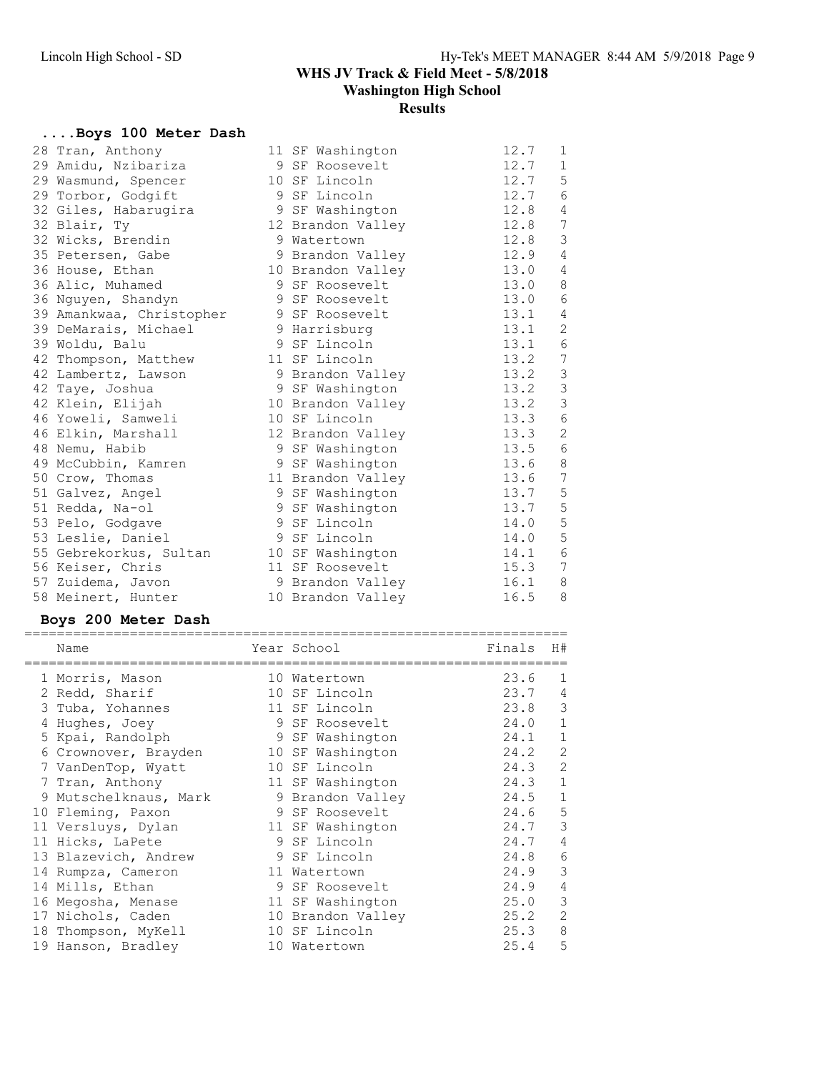# WHS JV Track & Field Meet - 5/8/2018

## Washington High School

### Results

#### ....Boys 100 Meter Dash

| Place | Name | Year | School | Finals | H# |
|---|---|---|---|---|---|
| 28 | Tran, Anthony | 11 | SF Washington | 12.7 | 1 |
| 29 | Amidu, Nzibariza | 9 | SF Roosevelt | 12.7 | 1 |
| 29 | Wasmund, Spencer | 10 | SF Lincoln | 12.7 | 5 |
| 29 | Torbor, Godgift | 9 | SF Lincoln | 12.7 | 6 |
| 32 | Giles, Habarugira | 9 | SF Washington | 12.8 | 4 |
| 32 | Blair, Ty | 12 | Brandon Valley | 12.8 | 7 |
| 32 | Wicks, Brendin | 9 | Watertown | 12.8 | 3 |
| 35 | Petersen, Gabe | 9 | Brandon Valley | 12.9 | 4 |
| 36 | House, Ethan | 10 | Brandon Valley | 13.0 | 4 |
| 36 | Alic, Muhamed | 9 | SF Roosevelt | 13.0 | 8 |
| 36 | Nguyen, Shandyn | 9 | SF Roosevelt | 13.0 | 6 |
| 39 | Amankwaa, Christopher | 9 | SF Roosevelt | 13.1 | 4 |
| 39 | DeMarais, Michael | 9 | Harrisburg | 13.1 | 2 |
| 39 | Woldu, Balu | 9 | SF Lincoln | 13.1 | 6 |
| 42 | Thompson, Matthew | 11 | SF Lincoln | 13.2 | 7 |
| 42 | Lambertz, Lawson | 9 | Brandon Valley | 13.2 | 3 |
| 42 | Taye, Joshua | 9 | SF Washington | 13.2 | 3 |
| 42 | Klein, Elijah | 10 | Brandon Valley | 13.2 | 3 |
| 46 | Yoweli, Samweli | 10 | SF Lincoln | 13.3 | 6 |
| 46 | Elkin, Marshall | 12 | Brandon Valley | 13.3 | 2 |
| 48 | Nemu, Habib | 9 | SF Washington | 13.5 | 6 |
| 49 | McCubbin, Kamren | 9 | SF Washington | 13.6 | 8 |
| 50 | Crow, Thomas | 11 | Brandon Valley | 13.6 | 7 |
| 51 | Galvez, Angel | 9 | SF Washington | 13.7 | 5 |
| 51 | Redda, Na-ol | 9 | SF Washington | 13.7 | 5 |
| 53 | Pelo, Godgave | 9 | SF Lincoln | 14.0 | 5 |
| 53 | Leslie, Daniel | 9 | SF Lincoln | 14.0 | 5 |
| 55 | Gebrekorkus, Sultan | 10 | SF Washington | 14.1 | 6 |
| 56 | Keiser, Chris | 11 | SF Roosevelt | 15.3 | 7 |
| 57 | Zuidema, Javon | 9 | Brandon Valley | 16.1 | 8 |
| 58 | Meinert, Hunter | 10 | Brandon Valley | 16.5 | 8 |

#### Boys 200 Meter Dash

| Place | Name | Year | School | Finals | H# |
|---|---|---|---|---|---|
| 1 | Morris, Mason | 10 | Watertown | 23.6 | 1 |
| 2 | Redd, Sharif | 10 | SF Lincoln | 23.7 | 4 |
| 3 | Tuba, Yohannes | 11 | SF Lincoln | 23.8 | 3 |
| 4 | Hughes, Joey | 9 | SF Roosevelt | 24.0 | 1 |
| 5 | Kpai, Randolph | 9 | SF Washington | 24.1 | 1 |
| 6 | Crownover, Brayden | 10 | SF Washington | 24.2 | 2 |
| 7 | VanDenTop, Wyatt | 10 | SF Lincoln | 24.3 | 2 |
| 7 | Tran, Anthony | 11 | SF Washington | 24.3 | 1 |
| 9 | Mutschelknaus, Mark | 9 | Brandon Valley | 24.5 | 1 |
| 10 | Fleming, Paxon | 9 | SF Roosevelt | 24.6 | 5 |
| 11 | Versluys, Dylan | 11 | SF Washington | 24.7 | 3 |
| 11 | Hicks, LaPete | 9 | SF Lincoln | 24.7 | 4 |
| 13 | Blazevich, Andrew | 9 | SF Lincoln | 24.8 | 6 |
| 14 | Rumpza, Cameron | 11 | Watertown | 24.9 | 3 |
| 14 | Mills, Ethan | 9 | SF Roosevelt | 24.9 | 4 |
| 16 | Megosha, Menase | 11 | SF Washington | 25.0 | 3 |
| 17 | Nichols, Caden | 10 | Brandon Valley | 25.2 | 2 |
| 18 | Thompson, MyKell | 10 | SF Lincoln | 25.3 | 8 |
| 19 | Hanson, Bradley | 10 | Watertown | 25.4 | 5 |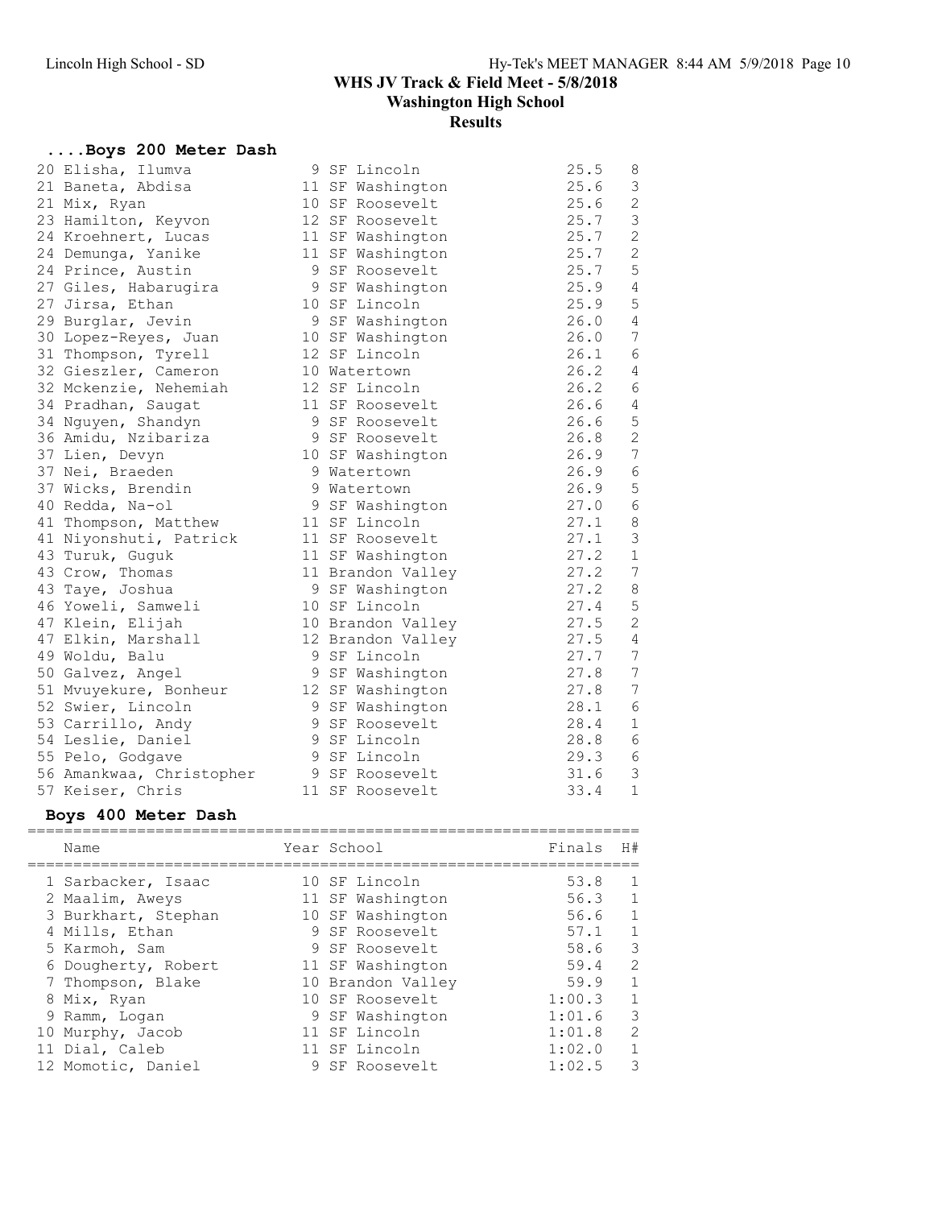# WHS JV Track & Field Meet - 5/8/2018

## Washington High School

### Results

### ....Boys 200 Meter Dash

| Place | Name | Year | School | Finals | H# |
|---|---|---|---|---|---|
| 20 | Elisha, Ilumva | 9 | SF Lincoln | 25.5 | 8 |
| 21 | Baneta, Abdisa | 11 | SF Washington | 25.6 | 3 |
| 21 | Mix, Ryan | 10 | SF Roosevelt | 25.6 | 2 |
| 23 | Hamilton, Keyvon | 12 | SF Roosevelt | 25.7 | 3 |
| 24 | Kroehnert, Lucas | 11 | SF Washington | 25.7 | 2 |
| 24 | Demunga, Yanike | 11 | SF Washington | 25.7 | 2 |
| 24 | Prince, Austin | 9 | SF Roosevelt | 25.7 | 5 |
| 27 | Giles, Habarugira | 9 | SF Washington | 25.9 | 4 |
| 27 | Jirsa, Ethan | 10 | SF Lincoln | 25.9 | 5 |
| 29 | Burglar, Jevin | 9 | SF Washington | 26.0 | 4 |
| 30 | Lopez-Reyes, Juan | 10 | SF Washington | 26.0 | 7 |
| 31 | Thompson, Tyrell | 12 | SF Lincoln | 26.1 | 6 |
| 32 | Gieszler, Cameron | 10 | Watertown | 26.2 | 4 |
| 32 | Mckenzie, Nehemiah | 12 | SF Lincoln | 26.2 | 6 |
| 34 | Pradhan, Saugat | 11 | SF Roosevelt | 26.6 | 4 |
| 34 | Nguyen, Shandyn | 9 | SF Roosevelt | 26.6 | 5 |
| 36 | Amidu, Nzibariza | 9 | SF Roosevelt | 26.8 | 2 |
| 37 | Lien, Devyn | 10 | SF Washington | 26.9 | 7 |
| 37 | Nei, Braeden | 9 | Watertown | 26.9 | 6 |
| 37 | Wicks, Brendin | 9 | Watertown | 26.9 | 5 |
| 40 | Redda, Na-ol | 9 | SF Washington | 27.0 | 6 |
| 41 | Thompson, Matthew | 11 | SF Lincoln | 27.1 | 8 |
| 41 | Niyonshuti, Patrick | 11 | SF Roosevelt | 27.1 | 3 |
| 43 | Turuk, Guguk | 11 | SF Washington | 27.2 | 1 |
| 43 | Crow, Thomas | 11 | Brandon Valley | 27.2 | 7 |
| 43 | Taye, Joshua | 9 | SF Washington | 27.2 | 8 |
| 46 | Yoweli, Samweli | 10 | SF Lincoln | 27.4 | 5 |
| 47 | Klein, Elijah | 10 | Brandon Valley | 27.5 | 2 |
| 47 | Elkin, Marshall | 12 | Brandon Valley | 27.5 | 4 |
| 49 | Woldu, Balu | 9 | SF Lincoln | 27.7 | 7 |
| 50 | Galvez, Angel | 9 | SF Washington | 27.8 | 7 |
| 51 | Mvuyekure, Bonheur | 12 | SF Washington | 27.8 | 7 |
| 52 | Swier, Lincoln | 9 | SF Washington | 28.1 | 6 |
| 53 | Carrillo, Andy | 9 | SF Roosevelt | 28.4 | 1 |
| 54 | Leslie, Daniel | 9 | SF Lincoln | 28.8 | 6 |
| 55 | Pelo, Godgave | 9 | SF Lincoln | 29.3 | 6 |
| 56 | Amankwaa, Christopher | 9 | SF Roosevelt | 31.6 | 3 |
| 57 | Keiser, Chris | 11 | SF Roosevelt | 33.4 | 1 |

### Boys 400 Meter Dash

| Place | Name | Year | School | Finals | H# |
|---|---|---|---|---|---|
| 1 | Sarbacker, Isaac | 10 | SF Lincoln | 53.8 | 1 |
| 2 | Maalim, Aweys | 11 | SF Washington | 56.3 | 1 |
| 3 | Burkhart, Stephan | 10 | SF Washington | 56.6 | 1 |
| 4 | Mills, Ethan | 9 | SF Roosevelt | 57.1 | 1 |
| 5 | Karmoh, Sam | 9 | SF Roosevelt | 58.6 | 3 |
| 6 | Dougherty, Robert | 11 | SF Washington | 59.4 | 2 |
| 7 | Thompson, Blake | 10 | Brandon Valley | 59.9 | 1 |
| 8 | Mix, Ryan | 10 | SF Roosevelt | 1:00.3 | 1 |
| 9 | Ramm, Logan | 9 | SF Washington | 1:01.6 | 3 |
| 10 | Murphy, Jacob | 11 | SF Lincoln | 1:01.8 | 2 |
| 11 | Dial, Caleb | 11 | SF Lincoln | 1:02.0 | 1 |
| 12 | Momotic, Daniel | 9 | SF Roosevelt | 1:02.5 | 3 |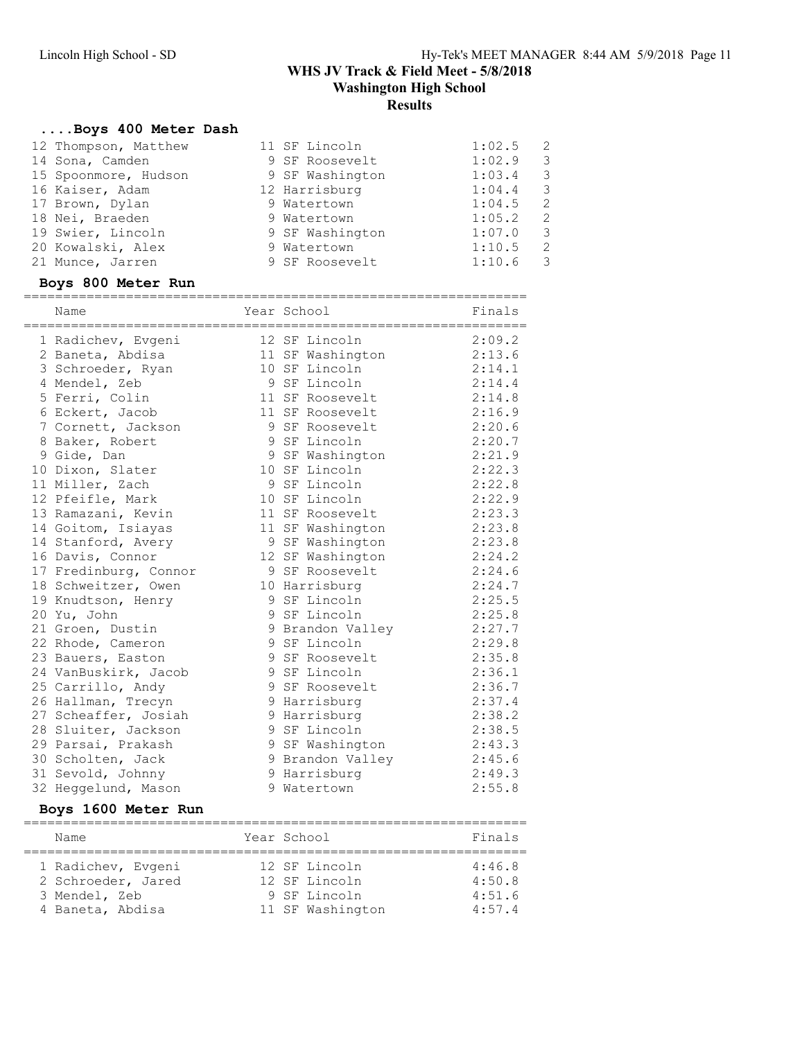# WHS JV Track & Field Meet - 5/8/2018
## Washington High School
## Results

### ....Boys 400 Meter Dash

| | Name | Year | School | Finals | H# |
|---|---|---|---|---|---|
| 12 | Thompson, Matthew | 11 | SF Lincoln | 1:02.5 | 2 |
| 14 | Sona, Camden | 9 | SF Roosevelt | 1:02.9 | 3 |
| 15 | Spoonmore, Hudson | 9 | SF Washington | 1:03.4 | 3 |
| 16 | Kaiser, Adam | 12 | Harrisburg | 1:04.4 | 3 |
| 17 | Brown, Dylan | 9 | Watertown | 1:04.5 | 2 |
| 18 | Nei, Braeden | 9 | Watertown | 1:05.2 | 2 |
| 19 | Swier, Lincoln | 9 | SF Washington | 1:07.0 | 3 |
| 20 | Kowalski, Alex | 9 | Watertown | 1:10.5 | 2 |
| 21 | Munce, Jarren | 9 | SF Roosevelt | 1:10.6 | 3 |

### Boys 800 Meter Run

| | Name | Year | School | Finals |
|---|---|---|---|---|
| 1 | Radichev, Evgeni | 12 | SF Lincoln | 2:09.2 |
| 2 | Baneta, Abdisa | 11 | SF Washington | 2:13.6 |
| 3 | Schroeder, Ryan | 10 | SF Lincoln | 2:14.1 |
| 4 | Mendel, Zeb | 9 | SF Lincoln | 2:14.4 |
| 5 | Ferri, Colin | 11 | SF Roosevelt | 2:14.8 |
| 6 | Eckert, Jacob | 11 | SF Roosevelt | 2:16.9 |
| 7 | Cornett, Jackson | 9 | SF Roosevelt | 2:20.6 |
| 8 | Baker, Robert | 9 | SF Lincoln | 2:20.7 |
| 9 | Gide, Dan | 9 | SF Washington | 2:21.9 |
| 10 | Dixon, Slater | 10 | SF Lincoln | 2:22.3 |
| 11 | Miller, Zach | 9 | SF Lincoln | 2:22.8 |
| 12 | Pfeifle, Mark | 10 | SF Lincoln | 2:22.9 |
| 13 | Ramazani, Kevin | 11 | SF Roosevelt | 2:23.3 |
| 14 | Goitom, Isiayas | 11 | SF Washington | 2:23.8 |
| 14 | Stanford, Avery | 9 | SF Washington | 2:23.8 |
| 16 | Davis, Connor | 12 | SF Washington | 2:24.2 |
| 17 | Fredinburg, Connor | 9 | SF Roosevelt | 2:24.6 |
| 18 | Schweitzer, Owen | 10 | Harrisburg | 2:24.7 |
| 19 | Knudtson, Henry | 9 | SF Lincoln | 2:25.5 |
| 20 | Yu, John | 9 | SF Lincoln | 2:25.8 |
| 21 | Groen, Dustin | 9 | Brandon Valley | 2:27.7 |
| 22 | Rhode, Cameron | 9 | SF Lincoln | 2:29.8 |
| 23 | Bauers, Easton | 9 | SF Roosevelt | 2:35.8 |
| 24 | VanBuskirk, Jacob | 9 | SF Lincoln | 2:36.1 |
| 25 | Carrillo, Andy | 9 | SF Roosevelt | 2:36.7 |
| 26 | Hallman, Trecyn | 9 | Harrisburg | 2:37.4 |
| 27 | Scheaffer, Josiah | 9 | Harrisburg | 2:38.2 |
| 28 | Sluiter, Jackson | 9 | SF Lincoln | 2:38.5 |
| 29 | Parsai, Prakash | 9 | SF Washington | 2:43.3 |
| 30 | Scholten, Jack | 9 | Brandon Valley | 2:45.6 |
| 31 | Sevold, Johnny | 9 | Harrisburg | 2:49.3 |
| 32 | Heggelund, Mason | 9 | Watertown | 2:55.8 |

### Boys 1600 Meter Run

| | Name | Year | School | Finals |
|---|---|---|---|---|
| 1 | Radichev, Evgeni | 12 | SF Lincoln | 4:46.8 |
| 2 | Schroeder, Jared | 12 | SF Lincoln | 4:50.8 |
| 3 | Mendel, Zeb | 9 | SF Lincoln | 4:51.6 |
| 4 | Baneta, Abdisa | 11 | SF Washington | 4:57.4 |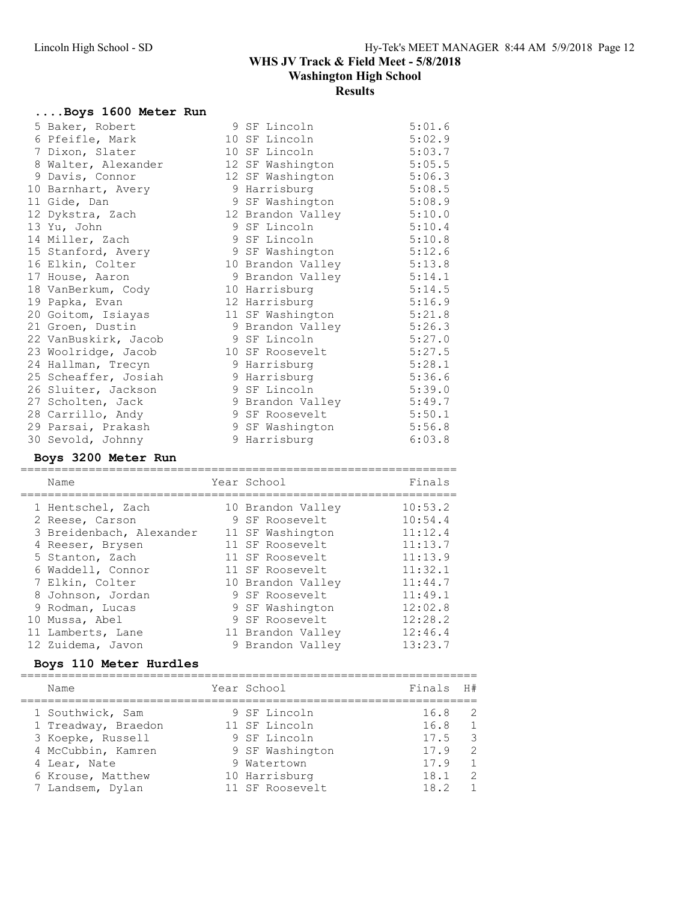# WHS JV Track & Field Meet - 5/8/2018
## Washington High School
### Results

### ....Boys 1600 Meter Run

| Place | Name | Year | School | Finals |
|---|---|---|---|---|
| 5 | Baker, Robert | 9 | SF Lincoln | 5:01.6 |
| 6 | Pfeifle, Mark | 10 | SF Lincoln | 5:02.9 |
| 7 | Dixon, Slater | 10 | SF Lincoln | 5:03.7 |
| 8 | Walter, Alexander | 12 | SF Washington | 5:05.5 |
| 9 | Davis, Connor | 12 | SF Washington | 5:06.3 |
| 10 | Barnhart, Avery | 9 | Harrisburg | 5:08.5 |
| 11 | Gide, Dan | 9 | SF Washington | 5:08.9 |
| 12 | Dykstra, Zach | 12 | Brandon Valley | 5:10.0 |
| 13 | Yu, John | 9 | SF Lincoln | 5:10.4 |
| 14 | Miller, Zach | 9 | SF Lincoln | 5:10.8 |
| 15 | Stanford, Avery | 9 | SF Washington | 5:12.6 |
| 16 | Elkin, Colter | 10 | Brandon Valley | 5:13.8 |
| 17 | House, Aaron | 9 | Brandon Valley | 5:14.1 |
| 18 | VanBerkum, Cody | 10 | Harrisburg | 5:14.5 |
| 19 | Papka, Evan | 12 | Harrisburg | 5:16.9 |
| 20 | Goitom, Isiayas | 11 | SF Washington | 5:21.8 |
| 21 | Groen, Dustin | 9 | Brandon Valley | 5:26.3 |
| 22 | VanBuskirk, Jacob | 9 | SF Lincoln | 5:27.0 |
| 23 | Woolridge, Jacob | 10 | SF Roosevelt | 5:27.5 |
| 24 | Hallman, Trecyn | 9 | Harrisburg | 5:28.1 |
| 25 | Scheaffer, Josiah | 9 | Harrisburg | 5:36.6 |
| 26 | Sluiter, Jackson | 9 | SF Lincoln | 5:39.0 |
| 27 | Scholten, Jack | 9 | Brandon Valley | 5:49.7 |
| 28 | Carrillo, Andy | 9 | SF Roosevelt | 5:50.1 |
| 29 | Parsai, Prakash | 9 | SF Washington | 5:56.8 |
| 30 | Sevold, Johnny | 9 | Harrisburg | 6:03.8 |

### Boys 3200 Meter Run

| Place | Name | Year | School | Finals |
|---|---|---|---|---|
| 1 | Hentschel, Zach | 10 | Brandon Valley | 10:53.2 |
| 2 | Reese, Carson | 9 | SF Roosevelt | 10:54.4 |
| 3 | Breidenbach, Alexander | 11 | SF Washington | 11:12.4 |
| 4 | Reeser, Brysen | 11 | SF Roosevelt | 11:13.7 |
| 5 | Stanton, Zach | 11 | SF Roosevelt | 11:13.9 |
| 6 | Waddell, Connor | 11 | SF Roosevelt | 11:32.1 |
| 7 | Elkin, Colter | 10 | Brandon Valley | 11:44.7 |
| 8 | Johnson, Jordan | 9 | SF Roosevelt | 11:49.1 |
| 9 | Rodman, Lucas | 9 | SF Washington | 12:02.8 |
| 10 | Mussa, Abel | 9 | SF Roosevelt | 12:28.2 |
| 11 | Lamberts, Lane | 11 | Brandon Valley | 12:46.4 |
| 12 | Zuidema, Javon | 9 | Brandon Valley | 13:23.7 |

### Boys 110 Meter Hurdles

| Place | Name | Year | School | Finals | H# |
|---|---|---|---|---|---|
| 1 | Southwick, Sam | 9 | SF Lincoln | 16.8 | 2 |
| 1 | Treadway, Braedon | 11 | SF Lincoln | 16.8 | 1 |
| 3 | Koepke, Russell | 9 | SF Lincoln | 17.5 | 3 |
| 4 | McCubbin, Kamren | 9 | SF Washington | 17.9 | 2 |
| 4 | Lear, Nate | 9 | Watertown | 17.9 | 1 |
| 6 | Krouse, Matthew | 10 | Harrisburg | 18.1 | 2 |
| 7 | Landsem, Dylan | 11 | SF Roosevelt | 18.2 | 1 |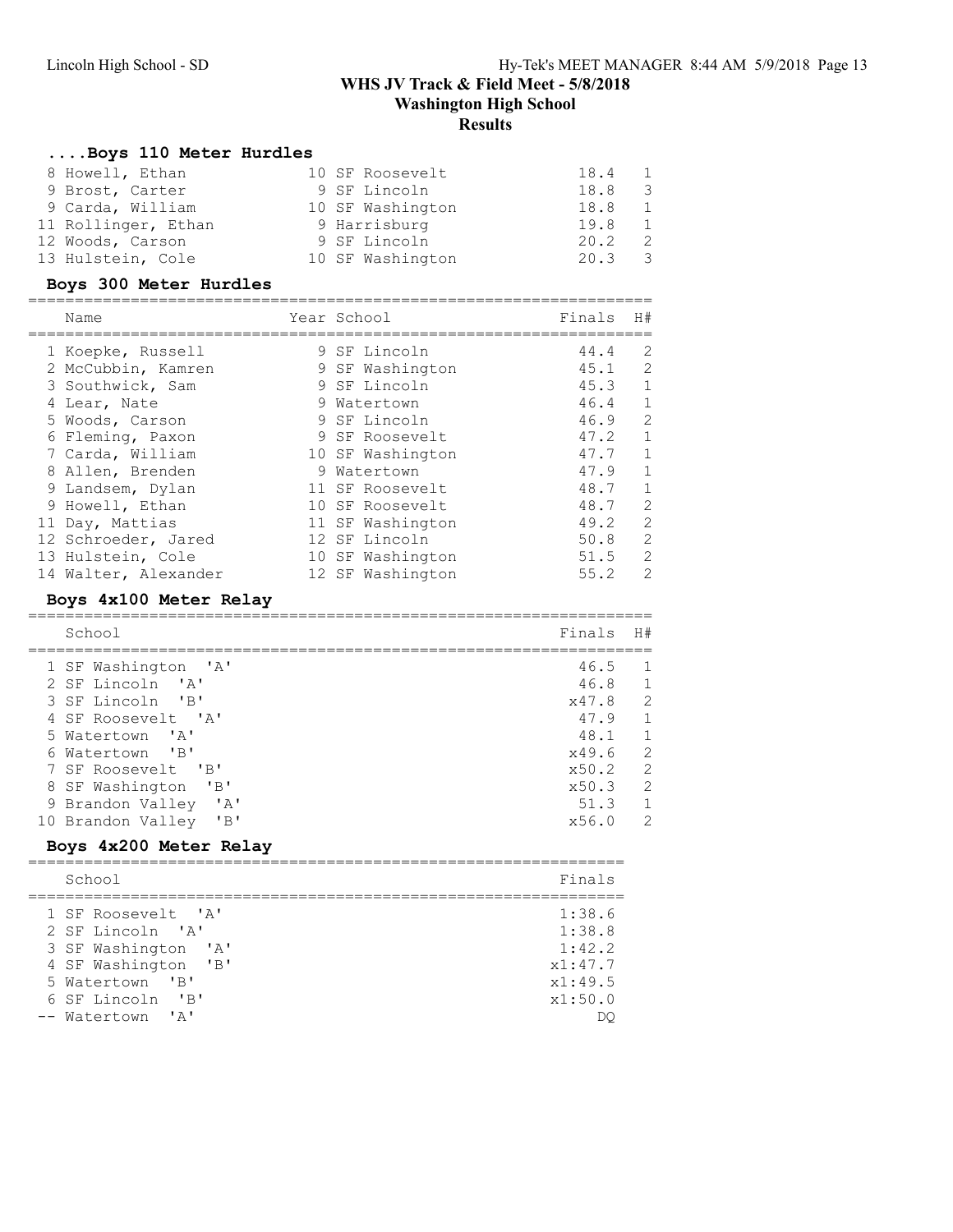## WHS JV Track & Field Meet - 5/8/2018
## Washington High School
## Results

### ....Boys 110 Meter Hurdles

| Place | Name | Year | School | Finals | H# |
|---|---|---|---|---|---|
| 8 | Howell, Ethan | 10 | SF Roosevelt | 18.4 | 1 |
| 9 | Brost, Carter | 9 | SF Lincoln | 18.8 | 3 |
| 9 | Carda, William | 10 | SF Washington | 18.8 | 1 |
| 11 | Rollinger, Ethan | 9 | Harrisburg | 19.8 | 1 |
| 12 | Woods, Carson | 9 | SF Lincoln | 20.2 | 2 |
| 13 | Hulstein, Cole | 10 | SF Washington | 20.3 | 3 |

### Boys 300 Meter Hurdles

| Place | Name | Year | School | Finals | H# |
|---|---|---|---|---|---|
| 1 | Koepke, Russell | 9 | SF Lincoln | 44.4 | 2 |
| 2 | McCubbin, Kamren | 9 | SF Washington | 45.1 | 2 |
| 3 | Southwick, Sam | 9 | SF Lincoln | 45.3 | 1 |
| 4 | Lear, Nate | 9 | Watertown | 46.4 | 1 |
| 5 | Woods, Carson | 9 | SF Lincoln | 46.9 | 2 |
| 6 | Fleming, Paxon | 9 | SF Roosevelt | 47.2 | 1 |
| 7 | Carda, William | 10 | SF Washington | 47.7 | 1 |
| 8 | Allen, Brenden | 9 | Watertown | 47.9 | 1 |
| 9 | Landsem, Dylan | 11 | SF Roosevelt | 48.7 | 1 |
| 9 | Howell, Ethan | 10 | SF Roosevelt | 48.7 | 2 |
| 11 | Day, Mattias | 11 | SF Washington | 49.2 | 2 |
| 12 | Schroeder, Jared | 12 | SF Lincoln | 50.8 | 2 |
| 13 | Hulstein, Cole | 10 | SF Washington | 51.5 | 2 |
| 14 | Walter, Alexander | 12 | SF Washington | 55.2 | 2 |

### Boys 4x100 Meter Relay

| Place | School | Finals | H# |
|---|---|---|---|
| 1 | SF Washington 'A' | 46.5 | 1 |
| 2 | SF Lincoln 'A' | 46.8 | 1 |
| 3 | SF Lincoln 'B' | x47.8 | 2 |
| 4 | SF Roosevelt 'A' | 47.9 | 1 |
| 5 | Watertown 'A' | 48.1 | 1 |
| 6 | Watertown 'B' | x49.6 | 2 |
| 7 | SF Roosevelt 'B' | x50.2 | 2 |
| 8 | SF Washington 'B' | x50.3 | 2 |
| 9 | Brandon Valley 'A' | 51.3 | 1 |
| 10 | Brandon Valley 'B' | x56.0 | 2 |

### Boys 4x200 Meter Relay

| Place | School | Finals |
|---|---|---|
| 1 | SF Roosevelt 'A' | 1:38.6 |
| 2 | SF Lincoln 'A' | 1:38.8 |
| 3 | SF Washington 'A' | 1:42.2 |
| 4 | SF Washington 'B' | x1:47.7 |
| 5 | Watertown 'B' | x1:49.5 |
| 6 | SF Lincoln 'B' | x1:50.0 |
| -- | Watertown 'A' | DQ |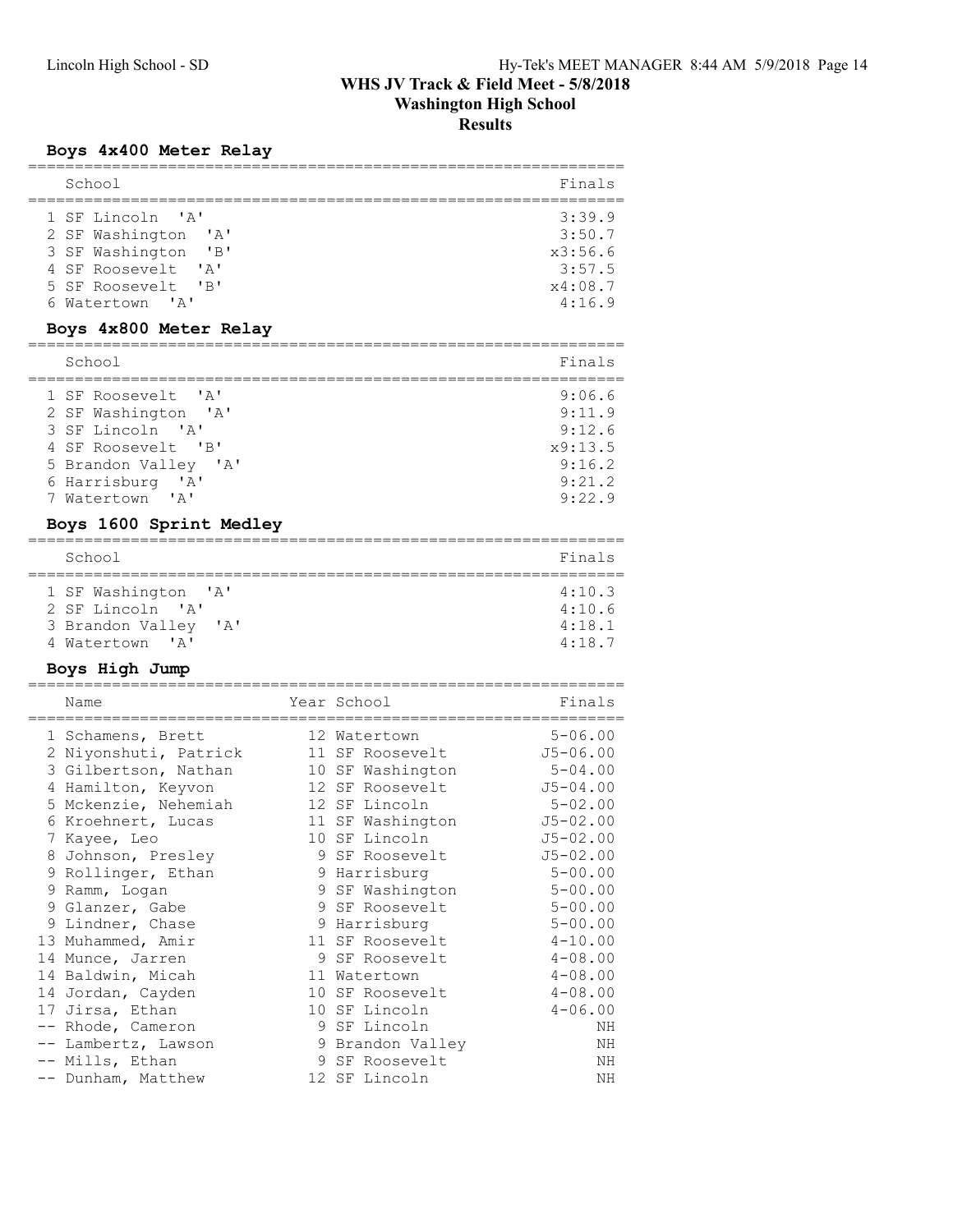# WHS JV Track & Field Meet - 5/8/2018
## Washington High School
## Results

### Boys 4x400 Meter Relay

| | School | Finals |
|---|---|---|
| 1 | SF Lincoln 'A' | 3:39.9 |
| 2 | SF Washington 'A' | 3:50.7 |
| 3 | SF Washington 'B' | x3:56.6 |
| 4 | SF Roosevelt 'A' | 3:57.5 |
| 5 | SF Roosevelt 'B' | x4:08.7 |
| 6 | Watertown 'A' | 4:16.9 |

### Boys 4x800 Meter Relay

| | School | Finals |
|---|---|---|
| 1 | SF Roosevelt 'A' | 9:06.6 |
| 2 | SF Washington 'A' | 9:11.9 |
| 3 | SF Lincoln 'A' | 9:12.6 |
| 4 | SF Roosevelt 'B' | x9:13.5 |
| 5 | Brandon Valley 'A' | 9:16.2 |
| 6 | Harrisburg 'A' | 9:21.2 |
| 7 | Watertown 'A' | 9:22.9 |

### Boys 1600 Sprint Medley

| | School | Finals |
|---|---|---|
| 1 | SF Washington 'A' | 4:10.3 |
| 2 | SF Lincoln 'A' | 4:10.6 |
| 3 | Brandon Valley 'A' | 4:18.1 |
| 4 | Watertown 'A' | 4:18.7 |

### Boys High Jump

| | Name | Year | School | Finals |
|---|---|---|---|---|
| 1 | Schamens, Brett | 12 | Watertown | 5-06.00 |
| 2 | Niyonshuti, Patrick | 11 | SF Roosevelt | J5-06.00 |
| 3 | Gilbertson, Nathan | 10 | SF Washington | 5-04.00 |
| 4 | Hamilton, Keyvon | 12 | SF Roosevelt | J5-04.00 |
| 5 | Mckenzie, Nehemiah | 12 | SF Lincoln | 5-02.00 |
| 6 | Kroehnert, Lucas | 11 | SF Washington | J5-02.00 |
| 7 | Kayee, Leo | 10 | SF Lincoln | J5-02.00 |
| 8 | Johnson, Presley | 9 | SF Roosevelt | J5-02.00 |
| 9 | Rollinger, Ethan | 9 | Harrisburg | 5-00.00 |
| 9 | Ramm, Logan | 9 | SF Washington | 5-00.00 |
| 9 | Glanzer, Gabe | 9 | SF Roosevelt | 5-00.00 |
| 9 | Lindner, Chase | 9 | Harrisburg | 5-00.00 |
| 13 | Muhammed, Amir | 11 | SF Roosevelt | 4-10.00 |
| 14 | Munce, Jarren | 9 | SF Roosevelt | 4-08.00 |
| 14 | Baldwin, Micah | 11 | Watertown | 4-08.00 |
| 14 | Jordan, Cayden | 10 | SF Roosevelt | 4-08.00 |
| 17 | Jirsa, Ethan | 10 | SF Lincoln | 4-06.00 |
| -- | Rhode, Cameron | 9 | SF Lincoln | NH |
| -- | Lambertz, Lawson | 9 | Brandon Valley | NH |
| -- | Mills, Ethan | 9 | SF Roosevelt | NH |
| -- | Dunham, Matthew | 12 | SF Lincoln | NH |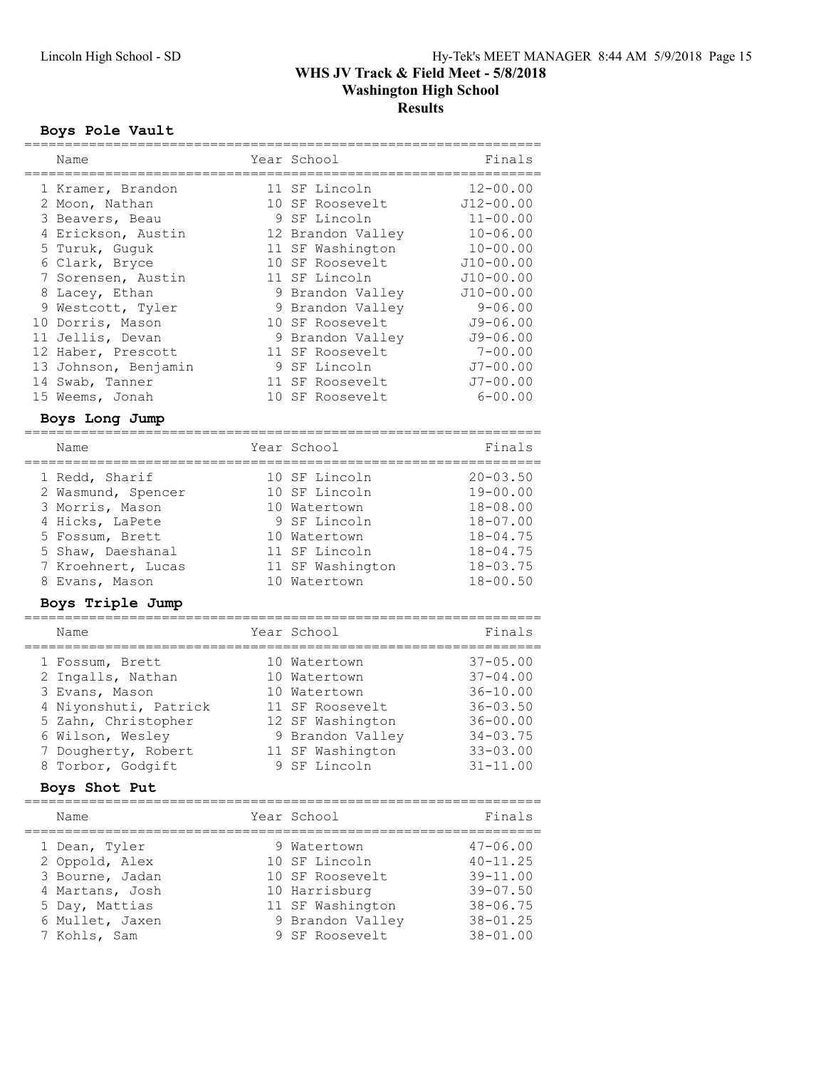# WHS JV Track & Field Meet - 5/8/2018

## Washington High School

## Results

### Boys Pole Vault

| Name | Year | School | Finals |
|---|---|---|---|
| 1 Kramer, Brandon | 11 | SF Lincoln | 12-00.00 |
| 2 Moon, Nathan | 10 | SF Roosevelt | J12-00.00 |
| 3 Beavers, Beau | 9 | SF Lincoln | 11-00.00 |
| 4 Erickson, Austin | 12 | Brandon Valley | 10-06.00 |
| 5 Turuk, Guguk | 11 | SF Washington | 10-00.00 |
| 6 Clark, Bryce | 10 | SF Roosevelt | J10-00.00 |
| 7 Sorensen, Austin | 11 | SF Lincoln | J10-00.00 |
| 8 Lacey, Ethan | 9 | Brandon Valley | J10-00.00 |
| 9 Westcott, Tyler | 9 | Brandon Valley | 9-06.00 |
| 10 Dorris, Mason | 10 | SF Roosevelt | J9-06.00 |
| 11 Jellis, Devan | 9 | Brandon Valley | J9-06.00 |
| 12 Haber, Prescott | 11 | SF Roosevelt | 7-00.00 |
| 13 Johnson, Benjamin | 9 | SF Lincoln | J7-00.00 |
| 14 Swab, Tanner | 11 | SF Roosevelt | J7-00.00 |
| 15 Weems, Jonah | 10 | SF Roosevelt | 6-00.00 |

### Boys Long Jump

| Name | Year | School | Finals |
|---|---|---|---|
| 1 Redd, Sharif | 10 | SF Lincoln | 20-03.50 |
| 2 Wasmund, Spencer | 10 | SF Lincoln | 19-00.00 |
| 3 Morris, Mason | 10 | Watertown | 18-08.00 |
| 4 Hicks, LaPete | 9 | SF Lincoln | 18-07.00 |
| 5 Fossum, Brett | 10 | Watertown | 18-04.75 |
| 5 Shaw, Daeshanal | 11 | SF Lincoln | 18-04.75 |
| 7 Kroehnert, Lucas | 11 | SF Washington | 18-03.75 |
| 8 Evans, Mason | 10 | Watertown | 18-00.50 |

### Boys Triple Jump

| Name | Year | School | Finals |
|---|---|---|---|
| 1 Fossum, Brett | 10 | Watertown | 37-05.00 |
| 2 Ingalls, Nathan | 10 | Watertown | 37-04.00 |
| 3 Evans, Mason | 10 | Watertown | 36-10.00 |
| 4 Niyonshuti, Patrick | 11 | SF Roosevelt | 36-03.50 |
| 5 Zahn, Christopher | 12 | SF Washington | 36-00.00 |
| 6 Wilson, Wesley | 9 | Brandon Valley | 34-03.75 |
| 7 Dougherty, Robert | 11 | SF Washington | 33-03.00 |
| 8 Torbor, Godgift | 9 | SF Lincoln | 31-11.00 |

### Boys Shot Put

| Name | Year | School | Finals |
|---|---|---|---|
| 1 Dean, Tyler | 9 | Watertown | 47-06.00 |
| 2 Oppold, Alex | 10 | SF Lincoln | 40-11.25 |
| 3 Bourne, Jadan | 10 | SF Roosevelt | 39-11.00 |
| 4 Martans, Josh | 10 | Harrisburg | 39-07.50 |
| 5 Day, Mattias | 11 | SF Washington | 38-06.75 |
| 6 Mullet, Jaxen | 9 | Brandon Valley | 38-01.25 |
| 7 Kohls, Sam | 9 | SF Roosevelt | 38-01.00 |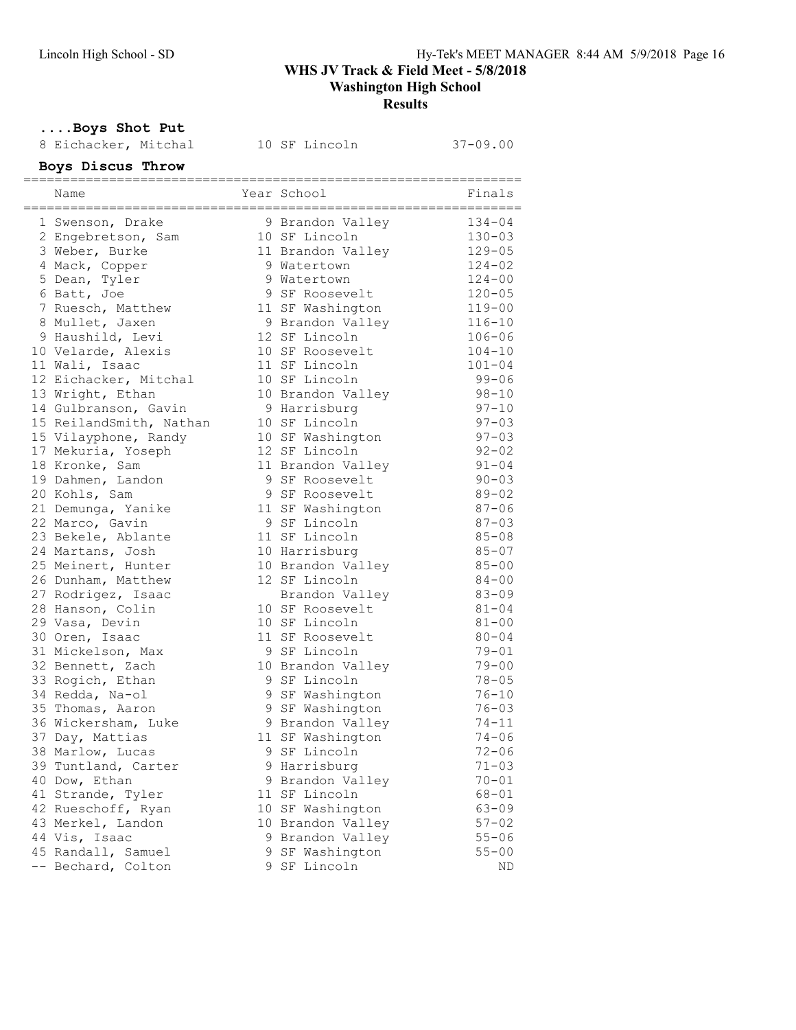## WHS JV Track & Field Meet - 5/8/2018
## Washington High School
## Results

### ....Boys Shot Put

| | Name | Year | School | Finals |
|---|---|---|---|---|
| 8 | Eichacker, Mitchal | 10 | SF Lincoln | 37-09.00 |

### Boys Discus Throw

| | Name | Year | School | Finals |
|---|---|---|---|---|
| 1 | Swenson, Drake | 9 | Brandon Valley | 134-04 |
| 2 | Engebretson, Sam | 10 | SF Lincoln | 130-03 |
| 3 | Weber, Burke | 11 | Brandon Valley | 129-05 |
| 4 | Mack, Copper | 9 | Watertown | 124-02 |
| 5 | Dean, Tyler | 9 | Watertown | 124-00 |
| 6 | Batt, Joe | 9 | SF Roosevelt | 120-05 |
| 7 | Ruesch, Matthew | 11 | SF Washington | 119-00 |
| 8 | Mullet, Jaxen | 9 | Brandon Valley | 116-10 |
| 9 | Haushild, Levi | 12 | SF Lincoln | 106-06 |
| 10 | Velarde, Alexis | 10 | SF Roosevelt | 104-10 |
| 11 | Wali, Isaac | 11 | SF Lincoln | 101-04 |
| 12 | Eichacker, Mitchal | 10 | SF Lincoln | 99-06 |
| 13 | Wright, Ethan | 10 | Brandon Valley | 98-10 |
| 14 | Gulbranson, Gavin | 9 | Harrisburg | 97-10 |
| 15 | ReilandSmith, Nathan | 10 | SF Lincoln | 97-03 |
| 15 | Vilayphone, Randy | 10 | SF Washington | 97-03 |
| 17 | Mekuria, Yoseph | 12 | SF Lincoln | 92-02 |
| 18 | Kronke, Sam | 11 | Brandon Valley | 91-04 |
| 19 | Dahmen, Landon | 9 | SF Roosevelt | 90-03 |
| 20 | Kohls, Sam | 9 | SF Roosevelt | 89-02 |
| 21 | Demunga, Yanike | 11 | SF Washington | 87-06 |
| 22 | Marco, Gavin | 9 | SF Lincoln | 87-03 |
| 23 | Bekele, Ablante | 11 | SF Lincoln | 85-08 |
| 24 | Martans, Josh | 10 | Harrisburg | 85-07 |
| 25 | Meinert, Hunter | 10 | Brandon Valley | 85-00 |
| 26 | Dunham, Matthew | 12 | SF Lincoln | 84-00 |
| 27 | Rodrigez, Isaac | | Brandon Valley | 83-09 |
| 28 | Hanson, Colin | 10 | SF Roosevelt | 81-04 |
| 29 | Vasa, Devin | 10 | SF Lincoln | 81-00 |
| 30 | Oren, Isaac | 11 | SF Roosevelt | 80-04 |
| 31 | Mickelson, Max | 9 | SF Lincoln | 79-01 |
| 32 | Bennett, Zach | 10 | Brandon Valley | 79-00 |
| 33 | Rogich, Ethan | 9 | SF Lincoln | 78-05 |
| 34 | Redda, Na-ol | 9 | SF Washington | 76-10 |
| 35 | Thomas, Aaron | 9 | SF Washington | 76-03 |
| 36 | Wickersham, Luke | 9 | Brandon Valley | 74-11 |
| 37 | Day, Mattias | 11 | SF Washington | 74-06 |
| 38 | Marlow, Lucas | 9 | SF Lincoln | 72-06 |
| 39 | Tuntland, Carter | 9 | Harrisburg | 71-03 |
| 40 | Dow, Ethan | 9 | Brandon Valley | 70-01 |
| 41 | Strande, Tyler | 11 | SF Lincoln | 68-01 |
| 42 | Rueschoff, Ryan | 10 | SF Washington | 63-09 |
| 43 | Merkel, Landon | 10 | Brandon Valley | 57-02 |
| 44 | Vis, Isaac | 9 | Brandon Valley | 55-06 |
| 45 | Randall, Samuel | 9 | SF Washington | 55-00 |
| -- | Bechard, Colton | 9 | SF Lincoln | ND |